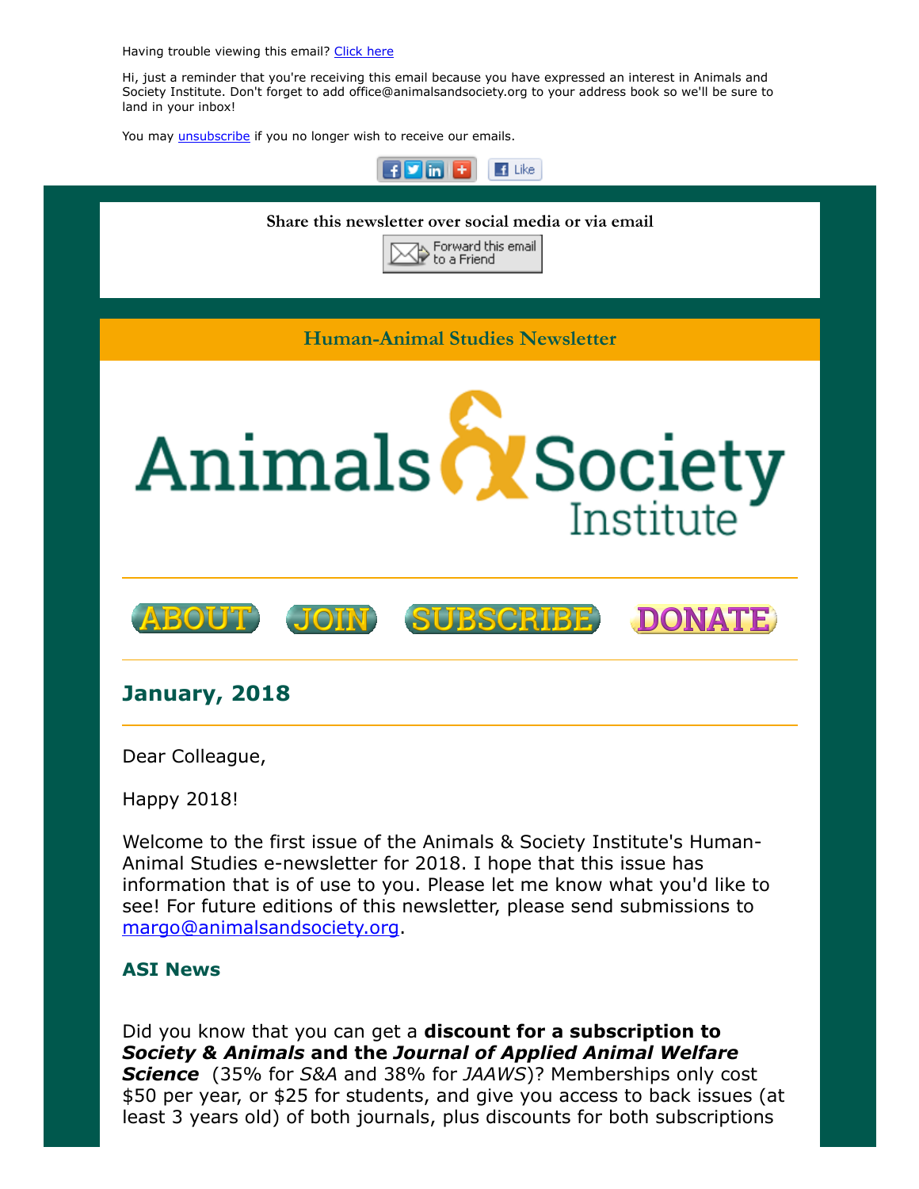Having trouble viewing this email? Click here

Hi, just a reminder that you're receiving this email because you have expressed an interest in Animals and Society Institute. Don't forget to add office@animalsandsociety.org to your address book so we'll be sure to land in your inbox!

You may unsubscribe if you no longer wish to receive our emails.

**Share this newsletter over social media or via email**

Forward this email to a Friend

**Human-Animal Studies Newsletter**

Animals & Society Institute

ABOUT JOIN SUBSCRIBE DONATE

## January, 2018

Dear Colleague,

Happy 2018!

Welcome to the first issue of the Animals & Society Institute's Human-Animal Studies e-newsletter for 2018. I hope that this issue has information that is of use to you. Please let me know what you'd like to see! For future editions of this newsletter, please send submissions to margo@animalsandsociety.org.

### ASI News

Did you know that you can get a **discount for a subscription to *Society & Animals* and the *Journal of Applied Animal Welfare Science*** (35% for *S&A* and 38% for *JAAWS*)? Memberships only cost $50 per year, or $25 for students, and give you access to back issues (at least 3 years old) of both journals, plus discounts for both subscriptions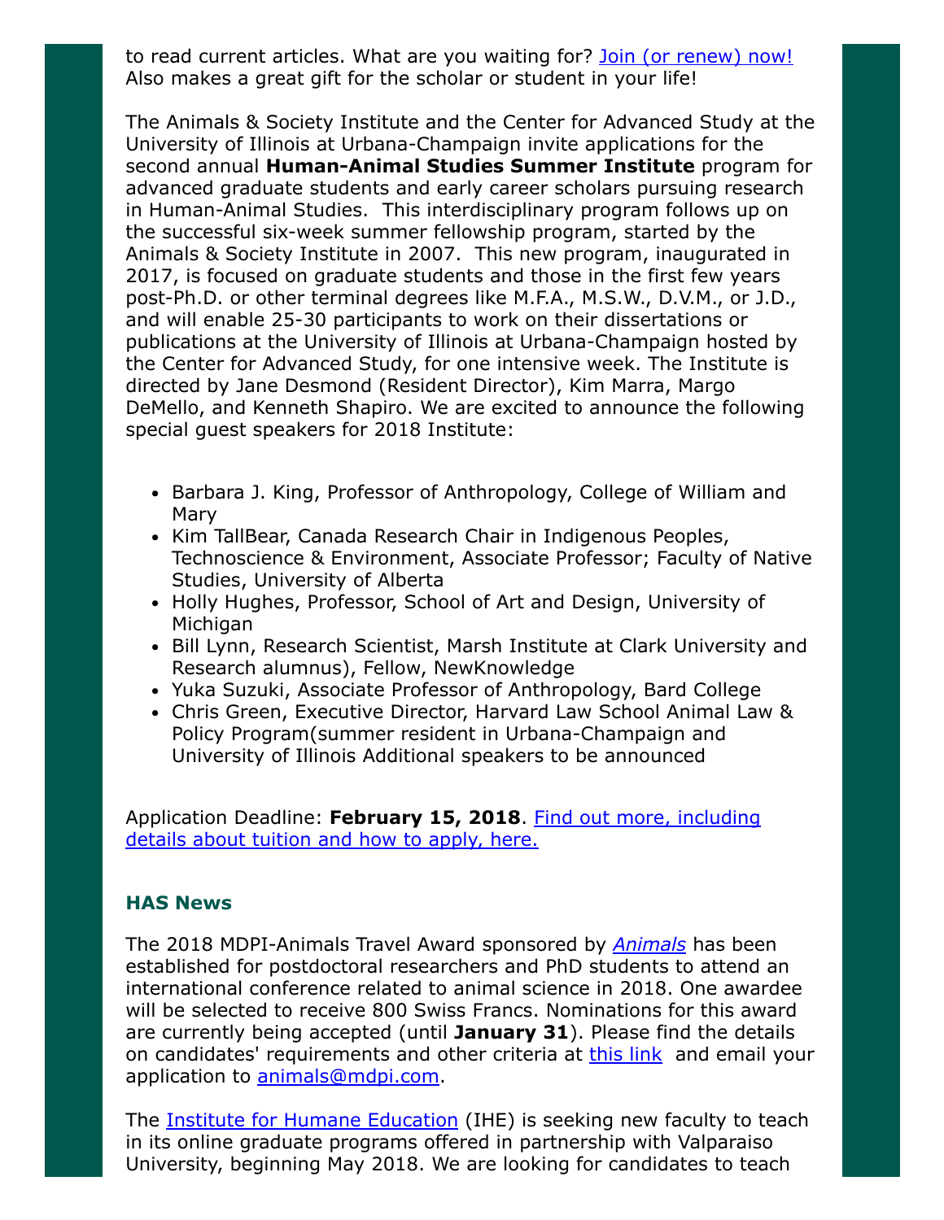to read current articles. What are you waiting for? Join (or renew) now! Also makes a great gift for the scholar or student in your life!

The Animals & Society Institute and the Center for Advanced Study at the University of Illinois at Urbana-Champaign invite applications for the second annual **Human-Animal Studies Summer Institute** program for advanced graduate students and early career scholars pursuing research in Human-Animal Studies. This interdisciplinary program follows up on the successful six-week summer fellowship program, started by the Animals & Society Institute in 2007. This new program, inaugurated in 2017, is focused on graduate students and those in the first few years post-Ph.D. or other terminal degrees like M.F.A., M.S.W., D.V.M., or J.D., and will enable 25-30 participants to work on their dissertations or publications at the University of Illinois at Urbana-Champaign hosted by the Center for Advanced Study, for one intensive week. The Institute is directed by Jane Desmond (Resident Director), Kim Marra, Margo DeMello, and Kenneth Shapiro. We are excited to announce the following special guest speakers for 2018 Institute:

- Barbara J. King, Professor of Anthropology, College of William and Mary
- Kim TallBear, Canada Research Chair in Indigenous Peoples, Technoscience & Environment, Associate Professor; Faculty of Native Studies, University of Alberta
- Holly Hughes, Professor, School of Art and Design, University of Michigan
- Bill Lynn, Research Scientist, Marsh Institute at Clark University and Research alumnus), Fellow, NewKnowledge
- Yuka Suzuki, Associate Professor of Anthropology, Bard College
- Chris Green, Executive Director, Harvard Law School Animal Law & Policy Program(summer resident in Urbana-Champaign and University of Illinois Additional speakers to be announced

Application Deadline: **February 15, 2018**. Find out more, including details about tuition and how to apply, here.

### HAS News

The 2018 MDPI-Animals Travel Award sponsored by *Animals* has been established for postdoctoral researchers and PhD students to attend an international conference related to animal science in 2018. One awardee will be selected to receive 800 Swiss Francs. Nominations for this award are currently being accepted (until **January 31**). Please find the details on candidates' requirements and other criteria at this link and email your application to animals@mdpi.com.

The Institute for Humane Education (IHE) is seeking new faculty to teach in its online graduate programs offered in partnership with Valparaiso University, beginning May 2018. We are looking for candidates to teach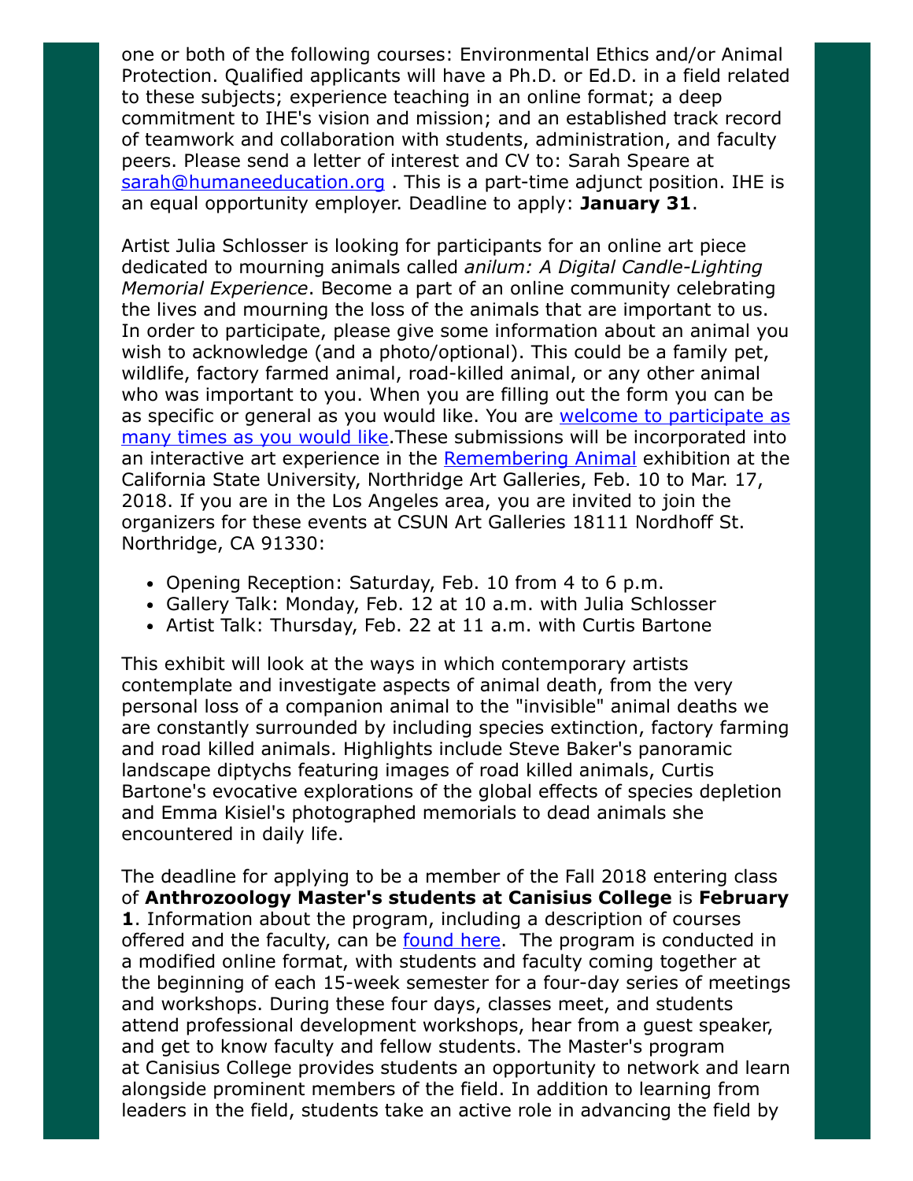one or both of the following courses: Environmental Ethics and/or Animal Protection. Qualified applicants will have a Ph.D. or Ed.D. in a field related to these subjects; experience teaching in an online format; a deep commitment to IHE's vision and mission; and an established track record of teamwork and collaboration with students, administration, and faculty peers. Please send a letter of interest and CV to: Sarah Speare at [sarah@humaneeducation.org](mailto:sarah@humaneeducation.org) . This is a part-time adjunct position. IHE is an equal opportunity employer. Deadline to apply: **January 31**.

Artist Julia Schlosser is looking for participants for an online art piece dedicated to mourning animals called *anilum: A Digital Candle-Lighting Memorial Experience*. Become a part of an online community celebrating the lives and mourning the loss of the animals that are important to us. In order to participate, please give some information about an animal you wish to acknowledge (and a photo/optional). This could be a family pet, wildlife, factory farmed animal, road-killed animal, or any other animal who was important to you. When you are filling out the form you can be as specific or general as you would like. You are welcome to participate as many times as you would like.These submissions will be incorporated into an interactive art experience in the Remembering Animal exhibition at the California State University, Northridge Art Galleries, Feb. 10 to Mar. 17, 2018. If you are in the Los Angeles area, you are invited to join the organizers for these events at CSUN Art Galleries 18111 Nordhoff St. Northridge, CA 91330:

- Opening Reception: Saturday, Feb. 10 from 4 to 6 p.m.
- Gallery Talk: Monday, Feb. 12 at 10 a.m. with Julia Schlosser
- Artist Talk: Thursday, Feb. 22 at 11 a.m. with Curtis Bartone

This exhibit will look at the ways in which contemporary artists contemplate and investigate aspects of animal death, from the very personal loss of a companion animal to the "invisible" animal deaths we are constantly surrounded by including species extinction, factory farming and road killed animals. Highlights include Steve Baker's panoramic landscape diptychs featuring images of road killed animals, Curtis Bartone's evocative explorations of the global effects of species depletion and Emma Kisiel's photographed memorials to dead animals she encountered in daily life.

The deadline for applying to be a member of the Fall 2018 entering class of **Anthrozoology Master's students at Canisius College** is **February 1**. Information about the program, including a description of courses offered and the faculty, can be found here.  The program is conducted in a modified online format, with students and faculty coming together at the beginning of each 15-week semester for a four-day series of meetings and workshops. During these four days, classes meet, and students attend professional development workshops, hear from a guest speaker, and get to know faculty and fellow students. The Master's program at Canisius College provides students an opportunity to network and learn alongside prominent members of the field. In addition to learning from leaders in the field, students take an active role in advancing the field by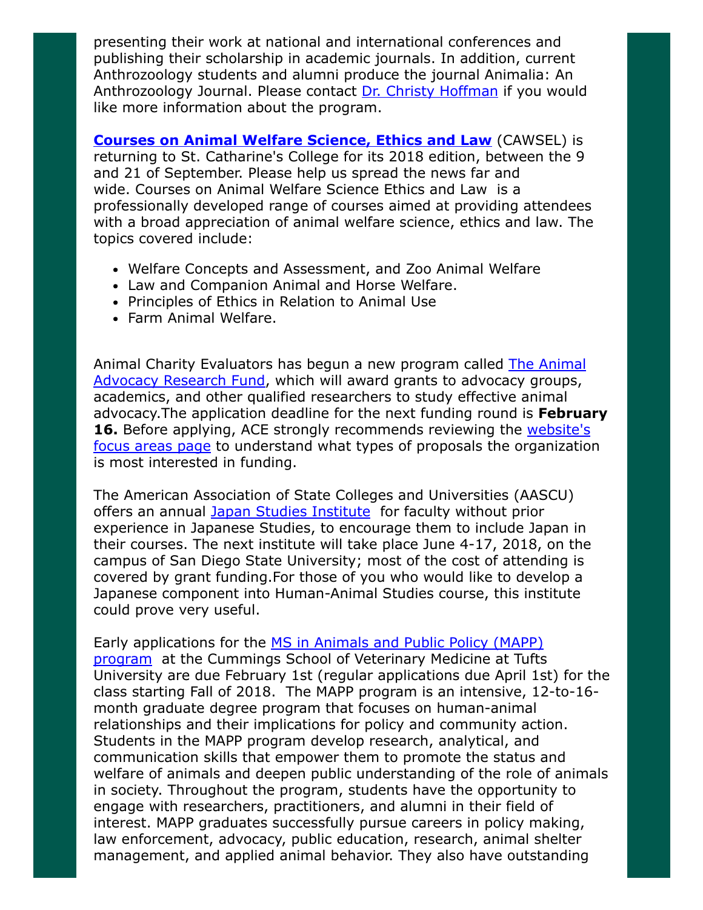presenting their work at national and international conferences and publishing their scholarship in academic journals. In addition, current Anthrozoology students and alumni produce the journal Animalia: An Anthrozoology Journal. Please contact Dr. Christy Hoffman if you would like more information about the program.

**Courses on Animal Welfare Science, Ethics and Law** (CAWSEL) is returning to St. Catharine's College for its 2018 edition, between the 9 and 21 of September. Please help us spread the news far and wide. Courses on Animal Welfare Science Ethics and Law is a professionally developed range of courses aimed at providing attendees with a broad appreciation of animal welfare science, ethics and law. The topics covered include:

- Welfare Concepts and Assessment, and Zoo Animal Welfare
- Law and Companion Animal and Horse Welfare.
- Principles of Ethics in Relation to Animal Use
- Farm Animal Welfare.

Animal Charity Evaluators has begun a new program called The Animal Advocacy Research Fund, which will award grants to advocacy groups, academics, and other qualified researchers to study effective animal advocacy.The application deadline for the next funding round is **February 16.** Before applying, ACE strongly recommends reviewing the website's focus areas page to understand what types of proposals the organization is most interested in funding.

The American Association of State Colleges and Universities (AASCU) offers an annual Japan Studies Institute for faculty without prior experience in Japanese Studies, to encourage them to include Japan in their courses. The next institute will take place June 4-17, 2018, on the campus of San Diego State University; most of the cost of attending is covered by grant funding.For those of you who would like to develop a Japanese component into Human-Animal Studies course, this institute could prove very useful.

Early applications for the MS in Animals and Public Policy (MAPP) program at the Cummings School of Veterinary Medicine at Tufts University are due February 1st (regular applications due April 1st) for the class starting Fall of 2018. The MAPP program is an intensive, 12-to-16-month graduate degree program that focuses on human-animal relationships and their implications for policy and community action. Students in the MAPP program develop research, analytical, and communication skills that empower them to promote the status and welfare of animals and deepen public understanding of the role of animals in society. Throughout the program, students have the opportunity to engage with researchers, practitioners, and alumni in their field of interest. MAPP graduates successfully pursue careers in policy making, law enforcement, advocacy, public education, research, animal shelter management, and applied animal behavior. They also have outstanding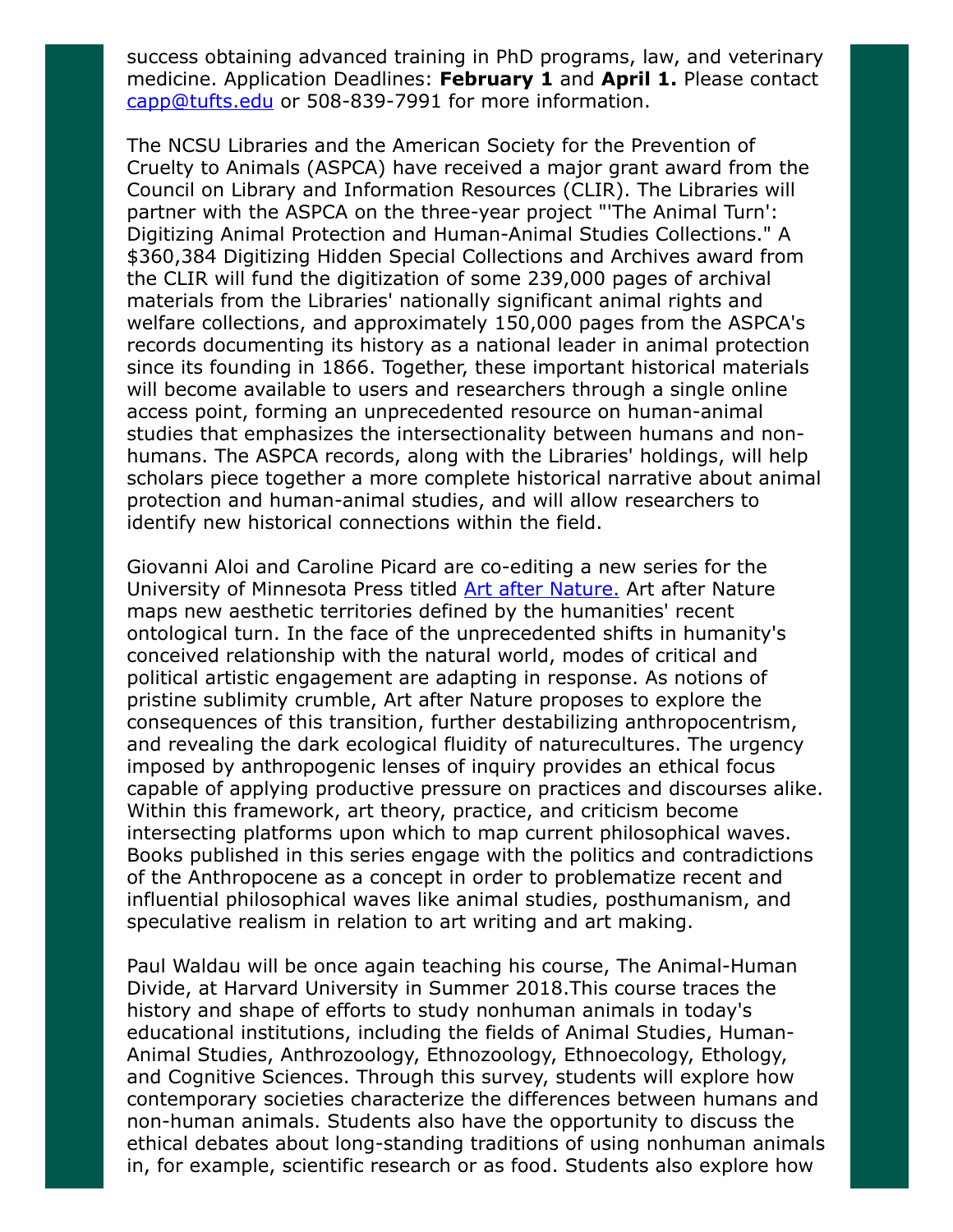success obtaining advanced training in PhD programs, law, and veterinary medicine. Application Deadlines: **February 1** and **April 1.** Please contact [capp@tufts.edu](mailto:capp@tufts.edu) or 508-839-7991 for more information.

The NCSU Libraries and the American Society for the Prevention of Cruelty to Animals (ASPCA) have received a major grant award from the Council on Library and Information Resources (CLIR). The Libraries will partner with the ASPCA on the three-year project "'The Animal Turn': Digitizing Animal Protection and Human-Animal Studies Collections." A $360,384 Digitizing Hidden Special Collections and Archives award from the CLIR will fund the digitization of some 239,000 pages of archival materials from the Libraries' nationally significant animal rights and welfare collections, and approximately 150,000 pages from the ASPCA's records documenting its history as a national leader in animal protection since its founding in 1866. Together, these important historical materials will become available to users and researchers through a single online access point, forming an unprecedented resource on human-animal studies that emphasizes the intersectionality between humans and non-humans. The ASPCA records, along with the Libraries' holdings, will help scholars piece together a more complete historical narrative about animal protection and human-animal studies, and will allow researchers to identify new historical connections within the field.

Giovanni Aloi and Caroline Picard are co-editing a new series for the University of Minnesota Press titled [Art after Nature.]() Art after Nature maps new aesthetic territories defined by the humanities' recent ontological turn. In the face of the unprecedented shifts in humanity's conceived relationship with the natural world, modes of critical and political artistic engagement are adapting in response. As notions of pristine sublimity crumble, Art after Nature proposes to explore the consequences of this transition, further destabilizing anthropocentrism, and revealing the dark ecological fluidity of naturecultures. The urgency imposed by anthropogenic lenses of inquiry provides an ethical focus capable of applying productive pressure on practices and discourses alike. Within this framework, art theory, practice, and criticism become intersecting platforms upon which to map current philosophical waves. Books published in this series engage with the politics and contradictions of the Anthropocene as a concept in order to problematize recent and influential philosophical waves like animal studies, posthumanism, and speculative realism in relation to art writing and art making.

Paul Waldau will be once again teaching his course, The Animal-Human Divide, at Harvard University in Summer 2018.This course traces the history and shape of efforts to study nonhuman animals in today's educational institutions, including the fields of Animal Studies, Human-Animal Studies, Anthrozoology, Ethnozoology, Ethnoecology, Ethology, and Cognitive Sciences. Through this survey, students will explore how contemporary societies characterize the differences between humans and non-human animals. Students also have the opportunity to discuss the ethical debates about long-standing traditions of using nonhuman animals in, for example, scientific research or as food. Students also explore how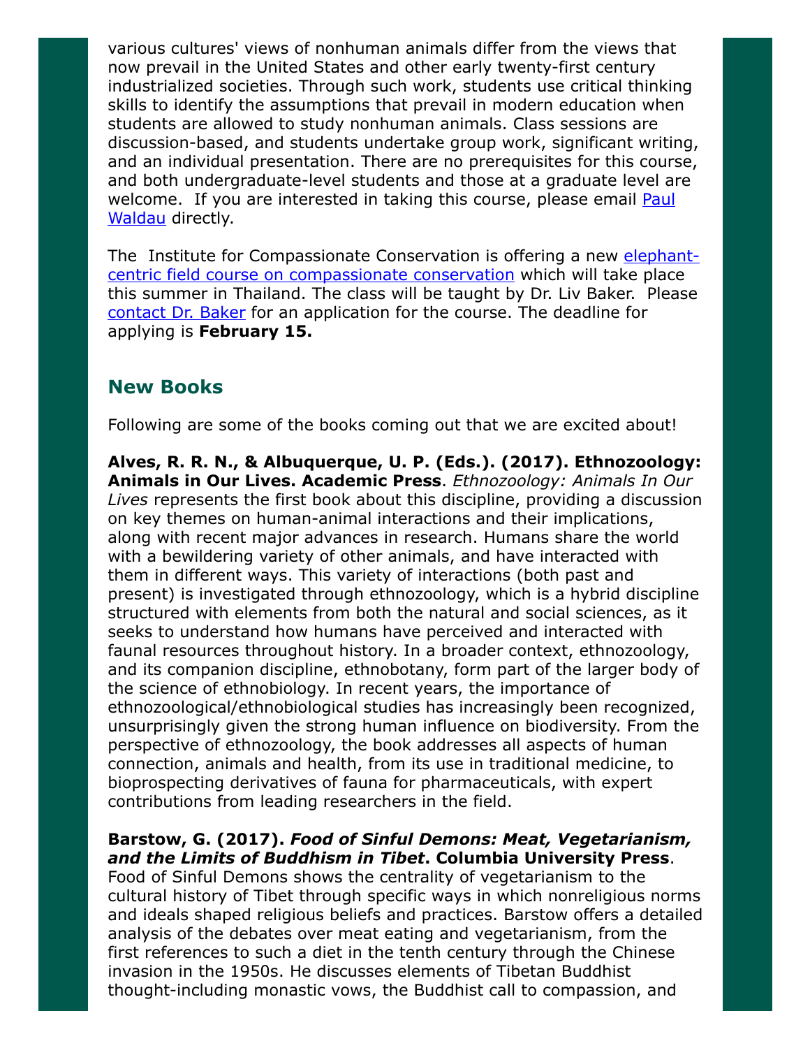various cultures' views of nonhuman animals differ from the views that now prevail in the United States and other early twenty-first century industrialized societies. Through such work, students use critical thinking skills to identify the assumptions that prevail in modern education when students are allowed to study nonhuman animals. Class sessions are discussion-based, and students undertake group work, significant writing, and an individual presentation. There are no prerequisites for this course, and both undergraduate-level students and those at a graduate level are welcome. If you are interested in taking this course, please email Paul Waldau directly.

The Institute for Compassionate Conservation is offering a new elephant-centric field course on compassionate conservation which will take place this summer in Thailand. The class will be taught by Dr. Liv Baker. Please contact Dr. Baker for an application for the course. The deadline for applying is **February 15.**

## New Books

Following are some of the books coming out that we are excited about!

**Alves, R. R. N., & Albuquerque, U. P. (Eds.). (2017). Ethnozoology: Animals in Our Lives. Academic Press**. *Ethnozoology: Animals In Our Lives* represents the first book about this discipline, providing a discussion on key themes on human-animal interactions and their implications, along with recent major advances in research. Humans share the world with a bewildering variety of other animals, and have interacted with them in different ways. This variety of interactions (both past and present) is investigated through ethnozoology, which is a hybrid discipline structured with elements from both the natural and social sciences, as it seeks to understand how humans have perceived and interacted with faunal resources throughout history. In a broader context, ethnozoology, and its companion discipline, ethnobotany, form part of the larger body of the science of ethnobiology. In recent years, the importance of ethnozoological/ethnobiological studies has increasingly been recognized, unsurprisingly given the strong human influence on biodiversity. From the perspective of ethnozoology, the book addresses all aspects of human connection, animals and health, from its use in traditional medicine, to bioprospecting derivatives of fauna for pharmaceuticals, with expert contributions from leading researchers in the field.

**Barstow, G. (2017). *Food of Sinful Demons: Meat, Vegetarianism, and the Limits of Buddhism in Tibet*. Columbia University Press**. Food of Sinful Demons shows the centrality of vegetarianism to the cultural history of Tibet through specific ways in which nonreligious norms and ideals shaped religious beliefs and practices. Barstow offers a detailed analysis of the debates over meat eating and vegetarianism, from the first references to such a diet in the tenth century through the Chinese invasion in the 1950s. He discusses elements of Tibetan Buddhist thought-including monastic vows, the Buddhist call to compassion, and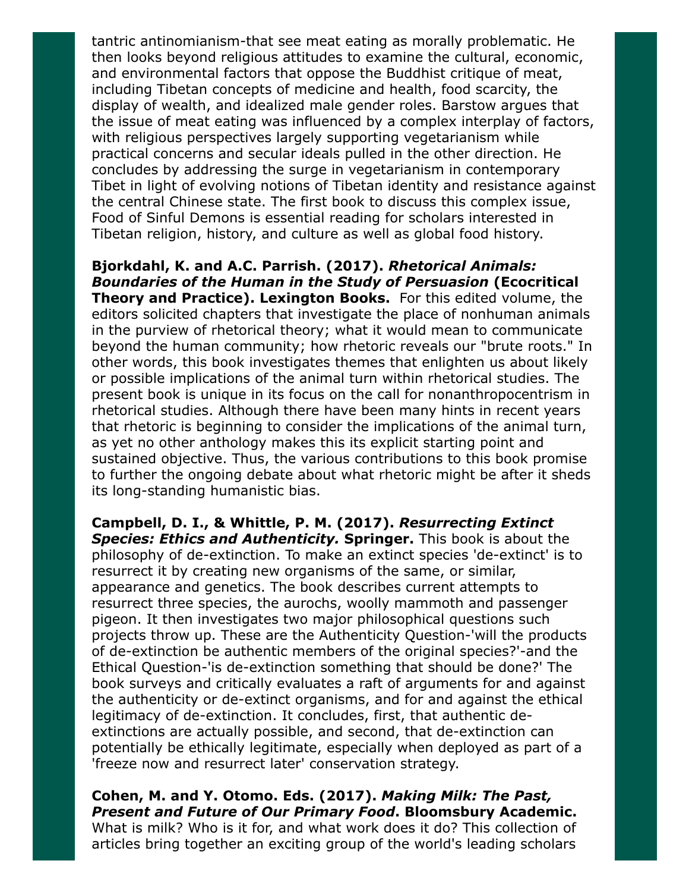tantric antinomianism-that see meat eating as morally problematic. He then looks beyond religious attitudes to examine the cultural, economic, and environmental factors that oppose the Buddhist critique of meat, including Tibetan concepts of medicine and health, food scarcity, the display of wealth, and idealized male gender roles. Barstow argues that the issue of meat eating was influenced by a complex interplay of factors, with religious perspectives largely supporting vegetarianism while practical concerns and secular ideals pulled in the other direction. He concludes by addressing the surge in vegetarianism in contemporary Tibet in light of evolving notions of Tibetan identity and resistance against the central Chinese state. The first book to discuss this complex issue, Food of Sinful Demons is essential reading for scholars interested in Tibetan religion, history, and culture as well as global food history.

**Bjorkdahl, K. and A.C. Parrish. (2017). *Rhetorical Animals: Boundaries of the Human in the Study of Persuasion* (Ecocritical Theory and Practice). Lexington Books.** For this edited volume, the editors solicited chapters that investigate the place of nonhuman animals in the purview of rhetorical theory; what it would mean to communicate beyond the human community; how rhetoric reveals our "brute roots." In other words, this book investigates themes that enlighten us about likely or possible implications of the animal turn within rhetorical studies. The present book is unique in its focus on the call for nonanthropocentrism in rhetorical studies. Although there have been many hints in recent years that rhetoric is beginning to consider the implications of the animal turn, as yet no other anthology makes this its explicit starting point and sustained objective. Thus, the various contributions to this book promise to further the ongoing debate about what rhetoric might be after it sheds its long-standing humanistic bias.

**Campbell, D. I., & Whittle, P. M. (2017). *Resurrecting Extinct Species: Ethics and Authenticity.* Springer.** This book is about the philosophy of de-extinction. To make an extinct species 'de-extinct' is to resurrect it by creating new organisms of the same, or similar, appearance and genetics. The book describes current attempts to resurrect three species, the aurochs, woolly mammoth and passenger pigeon. It then investigates two major philosophical questions such projects throw up. These are the Authenticity Question-'will the products of de-extinction be authentic members of the original species?'-and the Ethical Question-'is de-extinction something that should be done?' The book surveys and critically evaluates a raft of arguments for and against the authenticity or de-extinct organisms, and for and against the ethical legitimacy of de-extinction. It concludes, first, that authentic de-extinctions are actually possible, and second, that de-extinction can potentially be ethically legitimate, especially when deployed as part of a 'freeze now and resurrect later' conservation strategy.

**Cohen, M. and Y. Otomo. Eds. (2017). *Making Milk: The Past, Present and Future of Our Primary Food*. Bloomsbury Academic.** What is milk? Who is it for, and what work does it do? This collection of articles bring together an exciting group of the world's leading scholars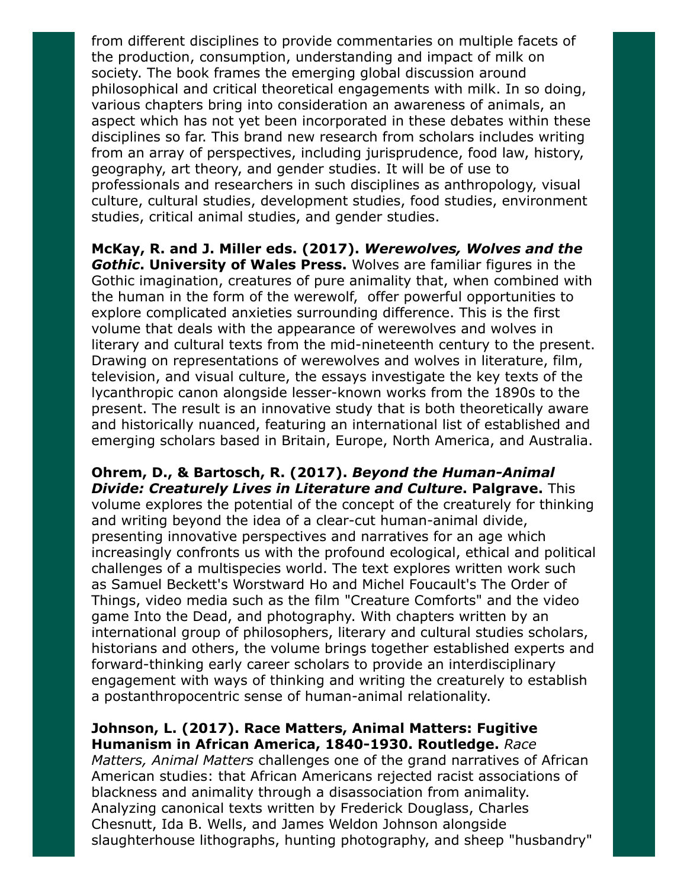from different disciplines to provide commentaries on multiple facets of the production, consumption, understanding and impact of milk on society. The book frames the emerging global discussion around philosophical and critical theoretical engagements with milk. In so doing, various chapters bring into consideration an awareness of animals, an aspect which has not yet been incorporated in these debates within these disciplines so far. This brand new research from scholars includes writing from an array of perspectives, including jurisprudence, food law, history, geography, art theory, and gender studies. It will be of use to professionals and researchers in such disciplines as anthropology, visual culture, cultural studies, development studies, food studies, environment studies, critical animal studies, and gender studies.

**McKay, R. and J. Miller eds. (2017). *Werewolves, Wolves and the Gothic*. University of Wales Press.** Wolves are familiar figures in the Gothic imagination, creatures of pure animality that, when combined with the human in the form of the werewolf, offer powerful opportunities to explore complicated anxieties surrounding difference. This is the first volume that deals with the appearance of werewolves and wolves in literary and cultural texts from the mid-nineteenth century to the present. Drawing on representations of werewolves and wolves in literature, film, television, and visual culture, the essays investigate the key texts of the lycanthropic canon alongside lesser-known works from the 1890s to the present. The result is an innovative study that is both theoretically aware and historically nuanced, featuring an international list of established and emerging scholars based in Britain, Europe, North America, and Australia.

**Ohrem, D., & Bartosch, R. (2017). *Beyond the Human-Animal Divide: Creaturely Lives in Literature and Culture*. Palgrave.** This volume explores the potential of the concept of the creaturely for thinking and writing beyond the idea of a clear-cut human-animal divide, presenting innovative perspectives and narratives for an age which increasingly confronts us with the profound ecological, ethical and political challenges of a multispecies world. The text explores written work such as Samuel Beckett's Worstward Ho and Michel Foucault's The Order of Things, video media such as the film "Creature Comforts" and the video game Into the Dead, and photography. With chapters written by an international group of philosophers, literary and cultural studies scholars, historians and others, the volume brings together established experts and forward-thinking early career scholars to provide an interdisciplinary engagement with ways of thinking and writing the creaturely to establish a postanthropocentric sense of human-animal relationality.

**Johnson, L. (2017). Race Matters, Animal Matters: Fugitive Humanism in African America, 1840-1930. Routledge.** *Race Matters, Animal Matters* challenges one of the grand narratives of African American studies: that African Americans rejected racist associations of blackness and animality through a disassociation from animality. Analyzing canonical texts written by Frederick Douglass, Charles Chesnutt, Ida B. Wells, and James Weldon Johnson alongside slaughterhouse lithographs, hunting photography, and sheep "husbandry"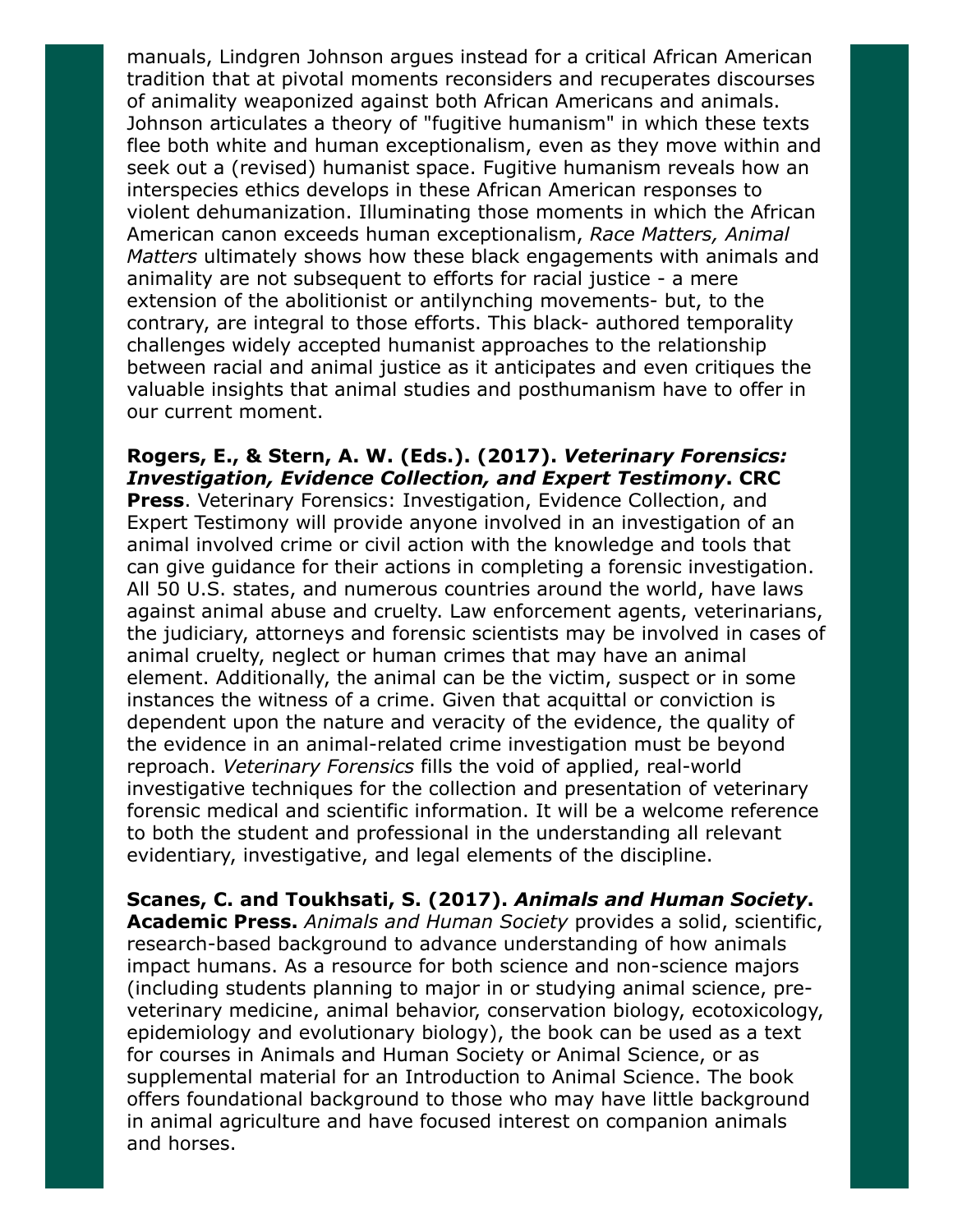manuals, Lindgren Johnson argues instead for a critical African American tradition that at pivotal moments reconsiders and recuperates discourses of animality weaponized against both African Americans and animals. Johnson articulates a theory of "fugitive humanism" in which these texts flee both white and human exceptionalism, even as they move within and seek out a (revised) humanist space. Fugitive humanism reveals how an interspecies ethics develops in these African American responses to violent dehumanization. Illuminating those moments in which the African American canon exceeds human exceptionalism, *Race Matters, Animal Matters* ultimately shows how these black engagements with animals and animality are not subsequent to efforts for racial justice - a mere extension of the abolitionist or antilynching movements- but, to the contrary, are integral to those efforts. This black- authored temporality challenges widely accepted humanist approaches to the relationship between racial and animal justice as it anticipates and even critiques the valuable insights that animal studies and posthumanism have to offer in our current moment.

**Rogers, E., & Stern, A. W. (Eds.). (2017). *Veterinary Forensics: Investigation, Evidence Collection, and Expert Testimony*. CRC Press**. Veterinary Forensics: Investigation, Evidence Collection, and Expert Testimony will provide anyone involved in an investigation of an animal involved crime or civil action with the knowledge and tools that can give guidance for their actions in completing a forensic investigation. All 50 U.S. states, and numerous countries around the world, have laws against animal abuse and cruelty. Law enforcement agents, veterinarians, the judiciary, attorneys and forensic scientists may be involved in cases of animal cruelty, neglect or human crimes that may have an animal element. Additionally, the animal can be the victim, suspect or in some instances the witness of a crime. Given that acquittal or conviction is dependent upon the nature and veracity of the evidence, the quality of the evidence in an animal-related crime investigation must be beyond reproach. *Veterinary Forensics* fills the void of applied, real-world investigative techniques for the collection and presentation of veterinary forensic medical and scientific information. It will be a welcome reference to both the student and professional in the understanding all relevant evidentiary, investigative, and legal elements of the discipline.

**Scanes, C. and Toukhsati, S. (2017). *Animals and Human Society*. Academic Press.** *Animals and Human Society* provides a solid, scientific, research-based background to advance understanding of how animals impact humans. As a resource for both science and non-science majors (including students planning to major in or studying animal science, pre-veterinary medicine, animal behavior, conservation biology, ecotoxicology, epidemiology and evolutionary biology), the book can be used as a text for courses in Animals and Human Society or Animal Science, or as supplemental material for an Introduction to Animal Science. The book offers foundational background to those who may have little background in animal agriculture and have focused interest on companion animals and horses.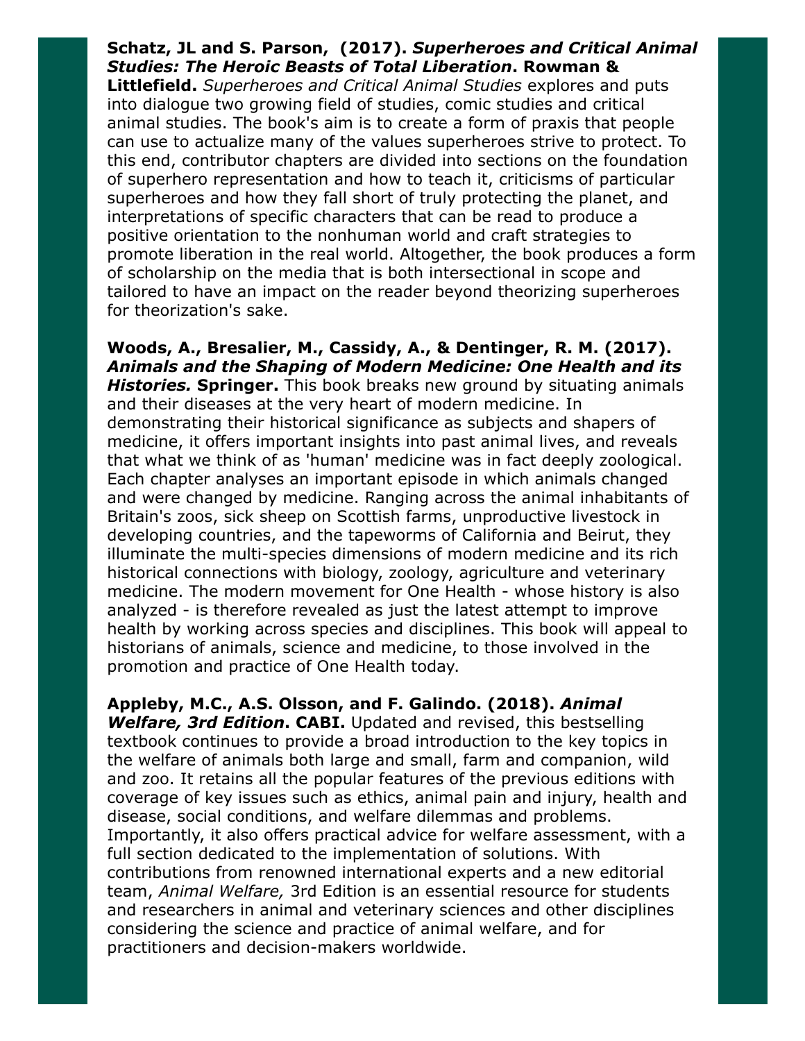**Schatz, JL and S. Parson, (2017). *Superheroes and Critical Animal Studies: The Heroic Beasts of Total Liberation*. Rowman & Littlefield.** *Superheroes and Critical Animal Studies* explores and puts into dialogue two growing field of studies, comic studies and critical animal studies. The book's aim is to create a form of praxis that people can use to actualize many of the values superheroes strive to protect. To this end, contributor chapters are divided into sections on the foundation of superhero representation and how to teach it, criticisms of particular superheroes and how they fall short of truly protecting the planet, and interpretations of specific characters that can be read to produce a positive orientation to the nonhuman world and craft strategies to promote liberation in the real world. Altogether, the book produces a form of scholarship on the media that is both intersectional in scope and tailored to have an impact on the reader beyond theorizing superheroes for theorization's sake.

**Woods, A., Bresalier, M., Cassidy, A., & Dentinger, R. M. (2017). *Animals and the Shaping of Modern Medicine: One Health and its Histories.* Springer.** This book breaks new ground by situating animals and their diseases at the very heart of modern medicine. In demonstrating their historical significance as subjects and shapers of medicine, it offers important insights into past animal lives, and reveals that what we think of as 'human' medicine was in fact deeply zoological. Each chapter analyses an important episode in which animals changed and were changed by medicine. Ranging across the animal inhabitants of Britain's zoos, sick sheep on Scottish farms, unproductive livestock in developing countries, and the tapeworms of California and Beirut, they illuminate the multi-species dimensions of modern medicine and its rich historical connections with biology, zoology, agriculture and veterinary medicine. The modern movement for One Health - whose history is also analyzed - is therefore revealed as just the latest attempt to improve health by working across species and disciplines. This book will appeal to historians of animals, science and medicine, to those involved in the promotion and practice of One Health today.

**Appleby, M.C., A.S. Olsson, and F. Galindo. (2018). *Animal Welfare, 3rd Edition*. CABI.** Updated and revised, this bestselling textbook continues to provide a broad introduction to the key topics in the welfare of animals both large and small, farm and companion, wild and zoo. It retains all the popular features of the previous editions with coverage of key issues such as ethics, animal pain and injury, health and disease, social conditions, and welfare dilemmas and problems. Importantly, it also offers practical advice for welfare assessment, with a full section dedicated to the implementation of solutions. With contributions from renowned international experts and a new editorial team, *Animal Welfare,* 3rd Edition is an essential resource for students and researchers in animal and veterinary sciences and other disciplines considering the science and practice of animal welfare, and for practitioners and decision-makers worldwide.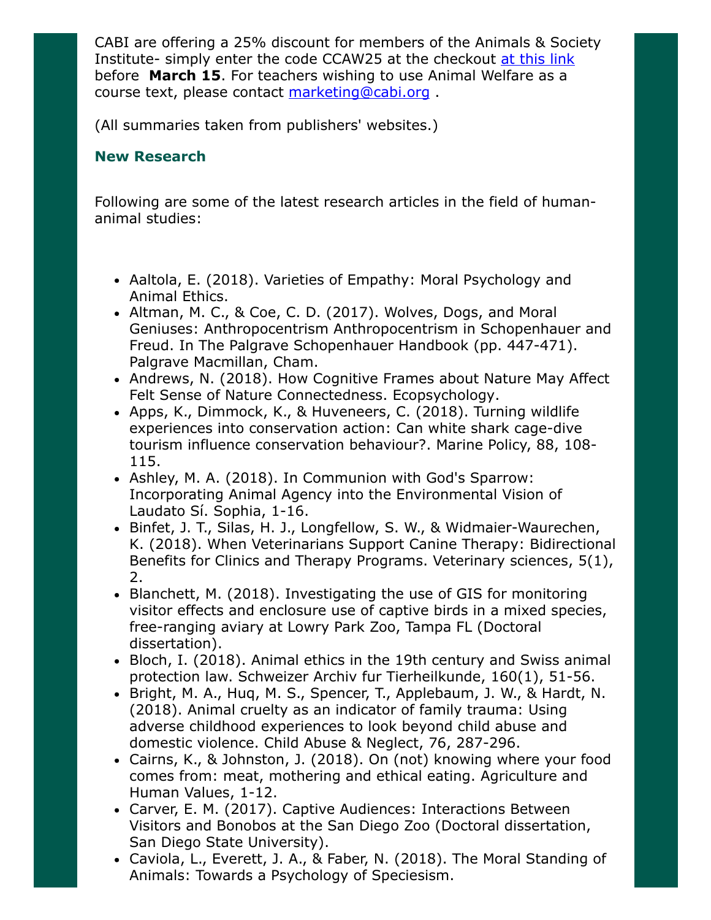CABI are offering a 25% discount for members of the Animals & Society Institute- simply enter the code CCAW25 at the checkout at this link before **March 15**. For teachers wishing to use Animal Welfare as a course text, please contact marketing@cabi.org .

(All summaries taken from publishers' websites.)

## New Research

Following are some of the latest research articles in the field of human-animal studies:

- Aaltola, E. (2018). Varieties of Empathy: Moral Psychology and Animal Ethics.
- Altman, M. C., & Coe, C. D. (2017). Wolves, Dogs, and Moral Geniuses: Anthropocentrism Anthropocentrism in Schopenhauer and Freud. In The Palgrave Schopenhauer Handbook (pp. 447-471). Palgrave Macmillan, Cham.
- Andrews, N. (2018). How Cognitive Frames about Nature May Affect Felt Sense of Nature Connectedness. Ecopsychology.
- Apps, K., Dimmock, K., & Huveneers, C. (2018). Turning wildlife experiences into conservation action: Can white shark cage-dive tourism influence conservation behaviour?. Marine Policy, 88, 108-115.
- Ashley, M. A. (2018). In Communion with God's Sparrow: Incorporating Animal Agency into the Environmental Vision of Laudato Sí. Sophia, 1-16.
- Binfet, J. T., Silas, H. J., Longfellow, S. W., & Widmaier-Waurechen, K. (2018). When Veterinarians Support Canine Therapy: Bidirectional Benefits for Clinics and Therapy Programs. Veterinary sciences, 5(1), 2.
- Blanchett, M. (2018). Investigating the use of GIS for monitoring visitor effects and enclosure use of captive birds in a mixed species, free-ranging aviary at Lowry Park Zoo, Tampa FL (Doctoral dissertation).
- Bloch, I. (2018). Animal ethics in the 19th century and Swiss animal protection law. Schweizer Archiv fur Tierheilkunde, 160(1), 51-56.
- Bright, M. A., Huq, M. S., Spencer, T., Applebaum, J. W., & Hardt, N. (2018). Animal cruelty as an indicator of family trauma: Using adverse childhood experiences to look beyond child abuse and domestic violence. Child Abuse & Neglect, 76, 287-296.
- Cairns, K., & Johnston, J. (2018). On (not) knowing where your food comes from: meat, mothering and ethical eating. Agriculture and Human Values, 1-12.
- Carver, E. M. (2017). Captive Audiences: Interactions Between Visitors and Bonobos at the San Diego Zoo (Doctoral dissertation, San Diego State University).
- Caviola, L., Everett, J. A., & Faber, N. (2018). The Moral Standing of Animals: Towards a Psychology of Speciesism.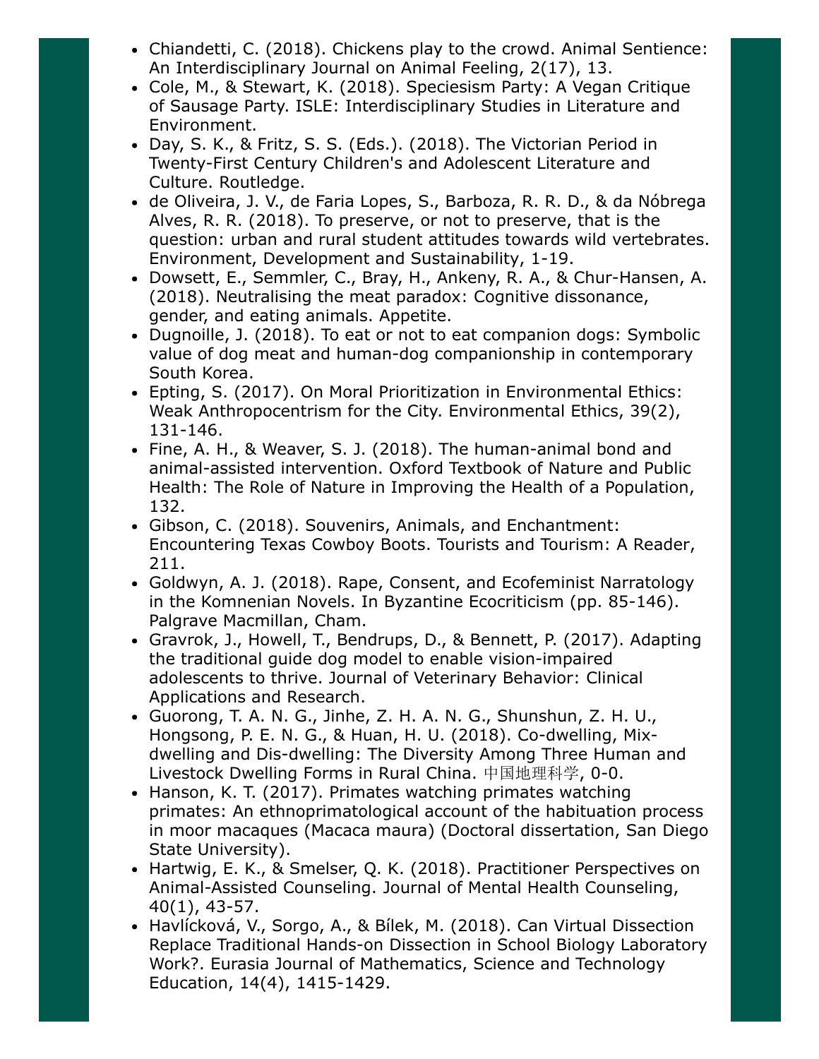- Chiandetti, C. (2018). Chickens play to the crowd. Animal Sentience: An Interdisciplinary Journal on Animal Feeling, 2(17), 13.
- Cole, M., & Stewart, K. (2018). Speciesism Party: A Vegan Critique of Sausage Party. ISLE: Interdisciplinary Studies in Literature and Environment.
- Day, S. K., & Fritz, S. S. (Eds.). (2018). The Victorian Period in Twenty-First Century Children's and Adolescent Literature and Culture. Routledge.
- de Oliveira, J. V., de Faria Lopes, S., Barboza, R. R. D., & da Nóbrega Alves, R. R. (2018). To preserve, or not to preserve, that is the question: urban and rural student attitudes towards wild vertebrates. Environment, Development and Sustainability, 1-19.
- Dowsett, E., Semmler, C., Bray, H., Ankeny, R. A., & Chur-Hansen, A. (2018). Neutralising the meat paradox: Cognitive dissonance, gender, and eating animals. Appetite.
- Dugnoille, J. (2018). To eat or not to eat companion dogs: Symbolic value of dog meat and human-dog companionship in contemporary South Korea.
- Epting, S. (2017). On Moral Prioritization in Environmental Ethics: Weak Anthropocentrism for the City. Environmental Ethics, 39(2), 131-146.
- Fine, A. H., & Weaver, S. J. (2018). The human-animal bond and animal-assisted intervention. Oxford Textbook of Nature and Public Health: The Role of Nature in Improving the Health of a Population, 132.
- Gibson, C. (2018). Souvenirs, Animals, and Enchantment: Encountering Texas Cowboy Boots. Tourists and Tourism: A Reader, 211.
- Goldwyn, A. J. (2018). Rape, Consent, and Ecofeminist Narratology in the Komnenian Novels. In Byzantine Ecocriticism (pp. 85-146). Palgrave Macmillan, Cham.
- Gravrok, J., Howell, T., Bendrups, D., & Bennett, P. (2017). Adapting the traditional guide dog model to enable vision-impaired adolescents to thrive. Journal of Veterinary Behavior: Clinical Applications and Research.
- Guorong, T. A. N. G., Jinhe, Z. H. A. N. G., Shunshun, Z. H. U., Hongsong, P. E. N. G., & Huan, H. U. (2018). Co-dwelling, Mix-dwelling and Dis-dwelling: The Diversity Among Three Human and Livestock Dwelling Forms in Rural China. 中国地理科学, 0-0.
- Hanson, K. T. (2017). Primates watching primates watching primates: An ethnoprimatological account of the habituation process in moor macaques (Macaca maura) (Doctoral dissertation, San Diego State University).
- Hartwig, E. K., & Smelser, Q. K. (2018). Practitioner Perspectives on Animal-Assisted Counseling. Journal of Mental Health Counseling, 40(1), 43-57.
- Havlícková, V., Sorgo, A., & Bílek, M. (2018). Can Virtual Dissection Replace Traditional Hands-on Dissection in School Biology Laboratory Work?. Eurasia Journal of Mathematics, Science and Technology Education, 14(4), 1415-1429.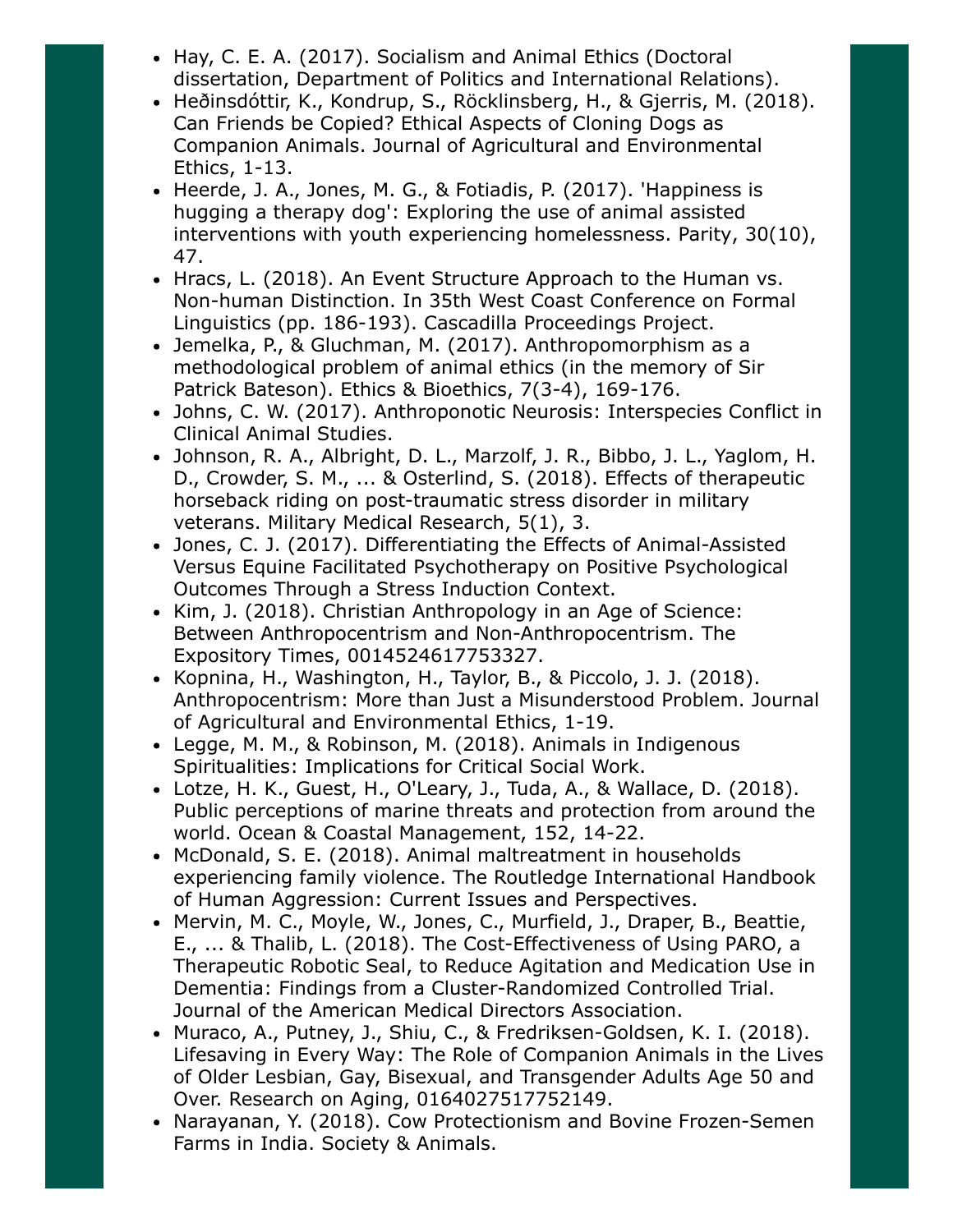- Hay, C. E. A. (2017). Socialism and Animal Ethics (Doctoral dissertation, Department of Politics and International Relations).
- Heðinsdóttir, K., Kondrup, S., Röcklinsberg, H., & Gjerris, M. (2018). Can Friends be Copied? Ethical Aspects of Cloning Dogs as Companion Animals. Journal of Agricultural and Environmental Ethics, 1-13.
- Heerde, J. A., Jones, M. G., & Fotiadis, P. (2017). 'Happiness is hugging a therapy dog': Exploring the use of animal assisted interventions with youth experiencing homelessness. Parity, 30(10), 47.
- Hracs, L. (2018). An Event Structure Approach to the Human vs. Non-human Distinction. In 35th West Coast Conference on Formal Linguistics (pp. 186-193). Cascadilla Proceedings Project.
- Jemelka, P., & Gluchman, M. (2017). Anthropomorphism as a methodological problem of animal ethics (in the memory of Sir Patrick Bateson). Ethics & Bioethics, 7(3-4), 169-176.
- Johns, C. W. (2017). Anthroponotic Neurosis: Interspecies Conflict in Clinical Animal Studies.
- Johnson, R. A., Albright, D. L., Marzolf, J. R., Bibbo, J. L., Yaglom, H. D., Crowder, S. M., ... & Osterlind, S. (2018). Effects of therapeutic horseback riding on post-traumatic stress disorder in military veterans. Military Medical Research, 5(1), 3.
- Jones, C. J. (2017). Differentiating the Effects of Animal-Assisted Versus Equine Facilitated Psychotherapy on Positive Psychological Outcomes Through a Stress Induction Context.
- Kim, J. (2018). Christian Anthropology in an Age of Science: Between Anthropocentrism and Non-Anthropocentrism. The Expository Times, 0014524617753327.
- Kopnina, H., Washington, H., Taylor, B., & Piccolo, J. J. (2018). Anthropocentrism: More than Just a Misunderstood Problem. Journal of Agricultural and Environmental Ethics, 1-19.
- Legge, M. M., & Robinson, M. (2018). Animals in Indigenous Spiritualities: Implications for Critical Social Work.
- Lotze, H. K., Guest, H., O'Leary, J., Tuda, A., & Wallace, D. (2018). Public perceptions of marine threats and protection from around the world. Ocean & Coastal Management, 152, 14-22.
- McDonald, S. E. (2018). Animal maltreatment in households experiencing family violence. The Routledge International Handbook of Human Aggression: Current Issues and Perspectives.
- Mervin, M. C., Moyle, W., Jones, C., Murfield, J., Draper, B., Beattie, E., ... & Thalib, L. (2018). The Cost-Effectiveness of Using PARO, a Therapeutic Robotic Seal, to Reduce Agitation and Medication Use in Dementia: Findings from a Cluster-Randomized Controlled Trial. Journal of the American Medical Directors Association.
- Muraco, A., Putney, J., Shiu, C., & Fredriksen-Goldsen, K. I. (2018). Lifesaving in Every Way: The Role of Companion Animals in the Lives of Older Lesbian, Gay, Bisexual, and Transgender Adults Age 50 and Over. Research on Aging, 0164027517752149.
- Narayanan, Y. (2018). Cow Protectionism and Bovine Frozen-Semen Farms in India. Society & Animals.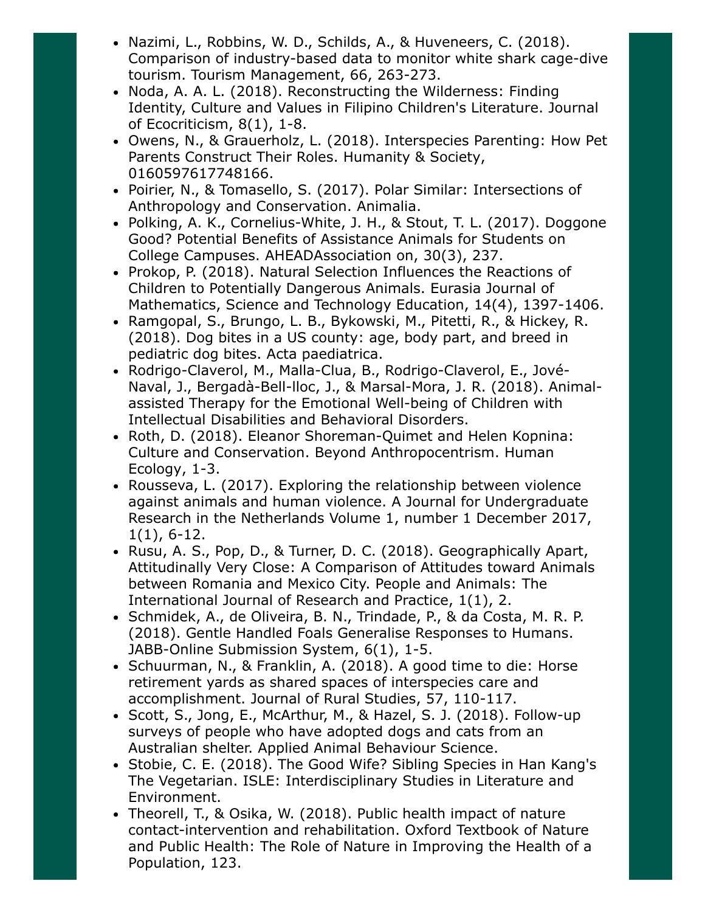- Nazimi, L., Robbins, W. D., Schilds, A., & Huveneers, C. (2018). Comparison of industry-based data to monitor white shark cage-dive tourism. Tourism Management, 66, 263-273.
- Noda, A. A. L. (2018). Reconstructing the Wilderness: Finding Identity, Culture and Values in Filipino Children's Literature. Journal of Ecocriticism, 8(1), 1-8.
- Owens, N., & Grauerholz, L. (2018). Interspecies Parenting: How Pet Parents Construct Their Roles. Humanity & Society, 0160597617748166.
- Poirier, N., & Tomasello, S. (2017). Polar Similar: Intersections of Anthropology and Conservation. Animalia.
- Polking, A. K., Cornelius-White, J. H., & Stout, T. L. (2017). Doggone Good? Potential Benefits of Assistance Animals for Students on College Campuses. AHEADAssociation on, 30(3), 237.
- Prokop, P. (2018). Natural Selection Influences the Reactions of Children to Potentially Dangerous Animals. Eurasia Journal of Mathematics, Science and Technology Education, 14(4), 1397-1406.
- Ramgopal, S., Brungo, L. B., Bykowski, M., Pitetti, R., & Hickey, R. (2018). Dog bites in a US county: age, body part, and breed in pediatric dog bites. Acta paediatrica.
- Rodrigo-Claverol, M., Malla-Clua, B., Rodrigo-Claverol, E., Jové-Naval, J., Bergadà-Bell-lloc, J., & Marsal-Mora, J. R. (2018). Animal-assisted Therapy for the Emotional Well-being of Children with Intellectual Disabilities and Behavioral Disorders.
- Roth, D. (2018). Eleanor Shoreman-Quimet and Helen Kopnina: Culture and Conservation. Beyond Anthropocentrism. Human Ecology, 1-3.
- Rousseva, L. (2017). Exploring the relationship between violence against animals and human violence. A Journal for Undergraduate Research in the Netherlands Volume 1, number 1 December 2017, 1(1), 6-12.
- Rusu, A. S., Pop, D., & Turner, D. C. (2018). Geographically Apart, Attitudinally Very Close: A Comparison of Attitudes toward Animals between Romania and Mexico City. People and Animals: The International Journal of Research and Practice, 1(1), 2.
- Schmidek, A., de Oliveira, B. N., Trindade, P., & da Costa, M. R. P. (2018). Gentle Handled Foals Generalise Responses to Humans. JABB-Online Submission System, 6(1), 1-5.
- Schuurman, N., & Franklin, A. (2018). A good time to die: Horse retirement yards as shared spaces of interspecies care and accomplishment. Journal of Rural Studies, 57, 110-117.
- Scott, S., Jong, E., McArthur, M., & Hazel, S. J. (2018). Follow-up surveys of people who have adopted dogs and cats from an Australian shelter. Applied Animal Behaviour Science.
- Stobie, C. E. (2018). The Good Wife? Sibling Species in Han Kang's The Vegetarian. ISLE: Interdisciplinary Studies in Literature and Environment.
- Theorell, T., & Osika, W. (2018). Public health impact of nature contact-intervention and rehabilitation. Oxford Textbook of Nature and Public Health: The Role of Nature in Improving the Health of a Population, 123.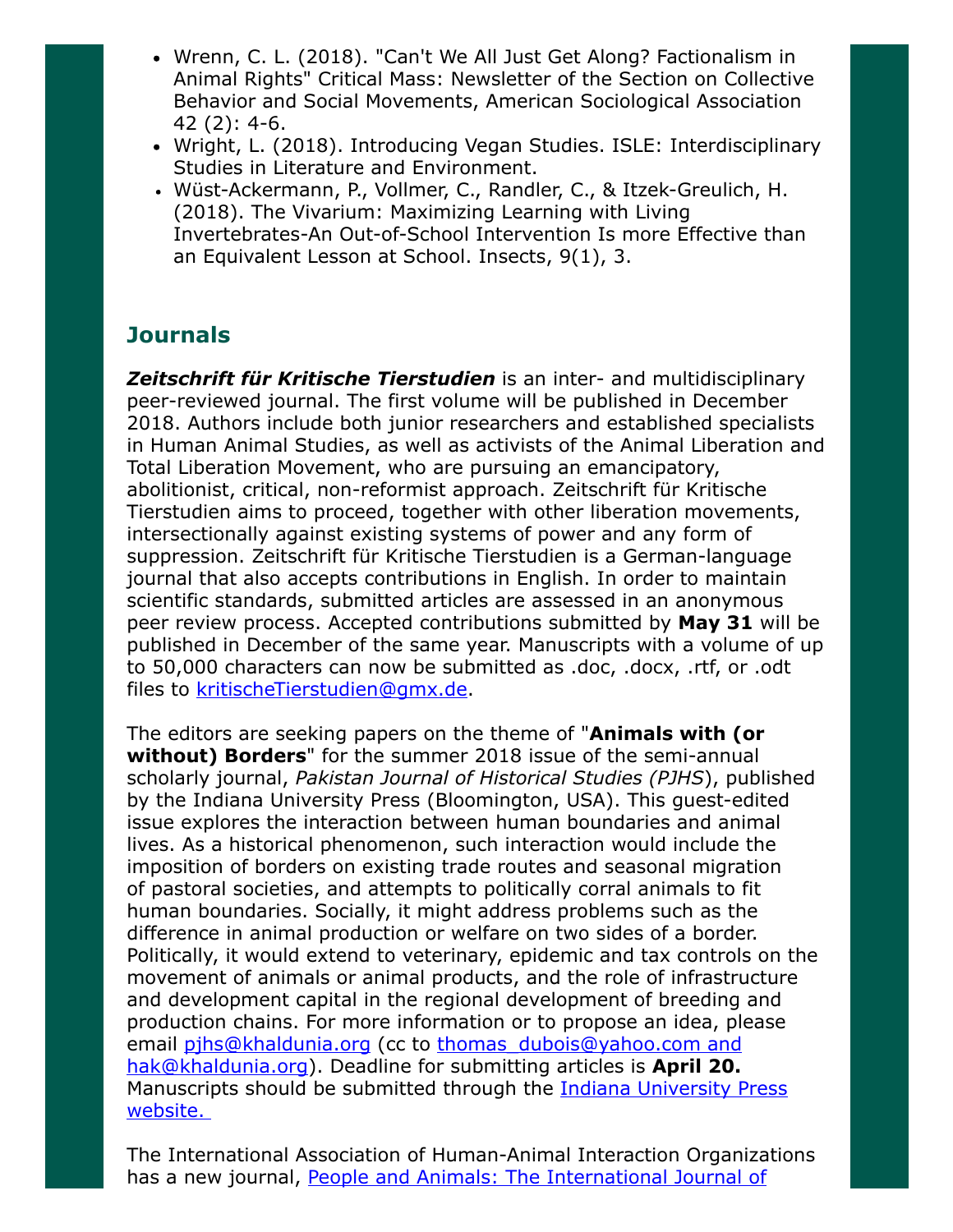- Wrenn, C. L. (2018). "Can't We All Just Get Along? Factionalism in Animal Rights" Critical Mass: Newsletter of the Section on Collective Behavior and Social Movements, American Sociological Association 42 (2): 4-6.
- Wright, L. (2018). Introducing Vegan Studies. ISLE: Interdisciplinary Studies in Literature and Environment.
- Wüst-Ackermann, P., Vollmer, C., Randler, C., & Itzek-Greulich, H. (2018). The Vivarium: Maximizing Learning with Living Invertebrates-An Out-of-School Intervention Is more Effective than an Equivalent Lesson at School. Insects, 9(1), 3.

## Journals

***Zeitschrift für Kritische Tierstudien*** is an inter- and multidisciplinary peer-reviewed journal. The first volume will be published in December 2018. Authors include both junior researchers and established specialists in Human Animal Studies, as well as activists of the Animal Liberation and Total Liberation Movement, who are pursuing an emancipatory, abolitionist, critical, non-reformist approach. Zeitschrift für Kritische Tierstudien aims to proceed, together with other liberation movements, intersectionally against existing systems of power and any form of suppression. Zeitschrift für Kritische Tierstudien is a German-language journal that also accepts contributions in English. In order to maintain scientific standards, submitted articles are assessed in an anonymous peer review process. Accepted contributions submitted by **May 31** will be published in December of the same year. Manuscripts with a volume of up to 50,000 characters can now be submitted as .doc, .docx, .rtf, or .odt files to kritischeTierstudien@gmx.de.

The editors are seeking papers on the theme of "**Animals with (or without) Borders**" for the summer 2018 issue of the semi-annual scholarly journal, *Pakistan Journal of Historical Studies (PJHS*), published by the Indiana University Press (Bloomington, USA). This guest-edited issue explores the interaction between human boundaries and animal lives. As a historical phenomenon, such interaction would include the imposition of borders on existing trade routes and seasonal migration of pastoral societies, and attempts to politically corral animals to fit human boundaries. Socially, it might address problems such as the difference in animal production or welfare on two sides of a border. Politically, it would extend to veterinary, epidemic and tax controls on the movement of animals or animal products, and the role of infrastructure and development capital in the regional development of breeding and production chains. For more information or to propose an idea, please email pjhs@khaldunia.org (cc to thomas_dubois@yahoo.com and hak@khaldunia.org). Deadline for submitting articles is **April 20.** Manuscripts should be submitted through the Indiana University Press website.

The International Association of Human-Animal Interaction Organizations has a new journal, People and Animals: The International Journal of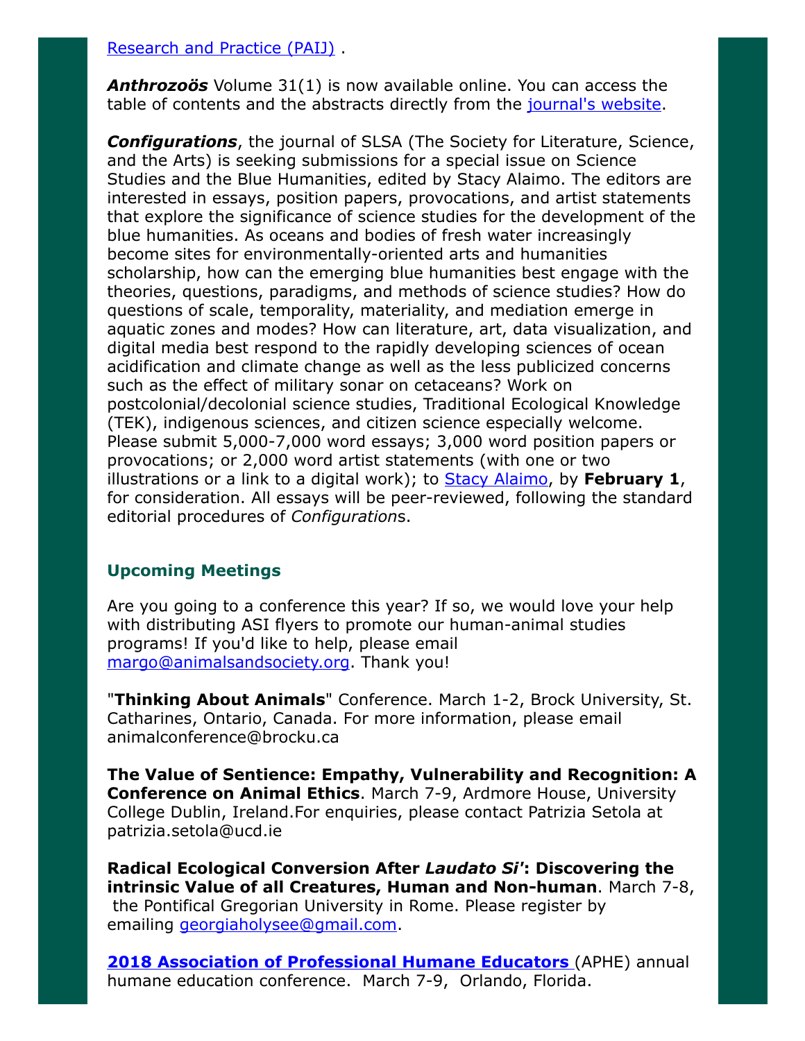Research and Practice (PAIJ) .

***Anthrozoös*** Volume 31(1) is now available online. You can access the table of contents and the abstracts directly from the journal's website.

***Configurations***, the journal of SLSA (The Society for Literature, Science, and the Arts) is seeking submissions for a special issue on Science Studies and the Blue Humanities, edited by Stacy Alaimo. The editors are interested in essays, position papers, provocations, and artist statements that explore the significance of science studies for the development of the blue humanities. As oceans and bodies of fresh water increasingly become sites for environmentally-oriented arts and humanities scholarship, how can the emerging blue humanities best engage with the theories, questions, paradigms, and methods of science studies? How do questions of scale, temporality, materiality, and mediation emerge in aquatic zones and modes? How can literature, art, data visualization, and digital media best respond to the rapidly developing sciences of ocean acidification and climate change as well as the less publicized concerns such as the effect of military sonar on cetaceans? Work on postcolonial/decolonial science studies, Traditional Ecological Knowledge (TEK), indigenous sciences, and citizen science especially welcome. Please submit 5,000-7,000 word essays; 3,000 word position papers or provocations; or 2,000 word artist statements (with one or two illustrations or a link to a digital work); to Stacy Alaimo, by **February 1**, for consideration. All essays will be peer-reviewed, following the standard editorial procedures of *Configuration*s.

## Upcoming Meetings

Are you going to a conference this year? If so, we would love your help with distributing ASI flyers to promote our human-animal studies programs! If you'd like to help, please email margo@animalsandsociety.org. Thank you!

"**Thinking About Animals**" Conference. March 1-2, Brock University, St. Catharines, Ontario, Canada. For more information, please email animalconference@brocku.ca

**The Value of Sentience: Empathy, Vulnerability and Recognition: A Conference on Animal Ethics**. March 7-9, Ardmore House, University College Dublin, Ireland.For enquiries, please contact Patrizia Setola at patrizia.setola@ucd.ie

**Radical Ecological Conversion After *Laudato Si'*: Discovering the intrinsic Value of all Creatures, Human and Non-human**. March 7-8, the Pontifical Gregorian University in Rome. Please register by emailing georgiaholysee@gmail.com.

**2018 Association of Professional Humane Educators** (APHE) annual humane education conference. March 7-9, Orlando, Florida.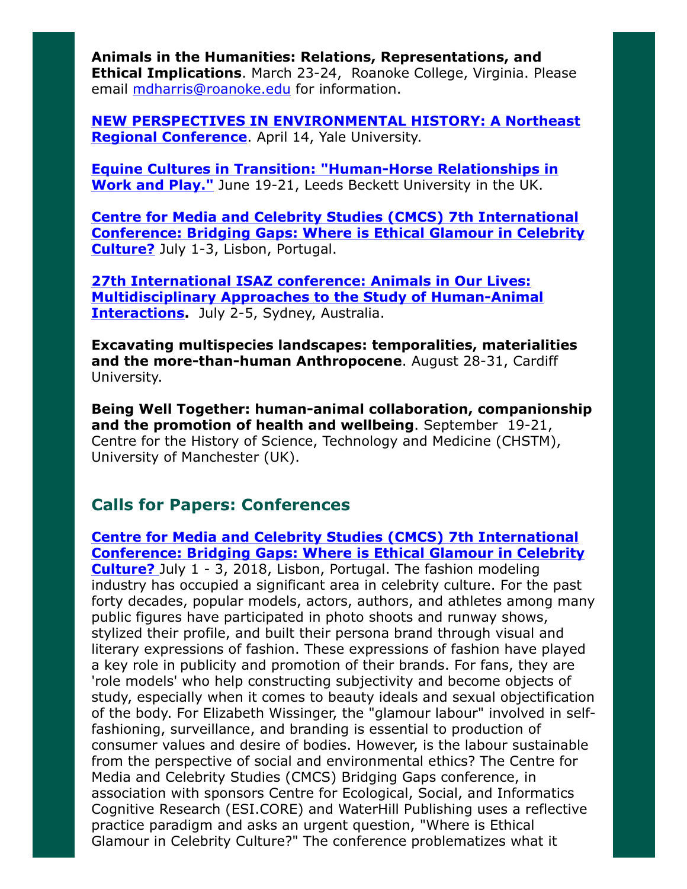**Animals in the Humanities: Relations, Representations, and Ethical Implications**. March 23-24, Roanoke College, Virginia. Please email mdharris@roanoke.edu for information.

**NEW PERSPECTIVES IN ENVIRONMENTAL HISTORY: A Northeast Regional Conference**. April 14, Yale University.

**Equine Cultures in Transition: "Human-Horse Relationships in Work and Play."** June 19-21, Leeds Beckett University in the UK.

**Centre for Media and Celebrity Studies (CMCS) 7th International Conference: Bridging Gaps: Where is Ethical Glamour in Celebrity Culture?** July 1-3, Lisbon, Portugal.

**27th International ISAZ conference: Animals in Our Lives: Multidisciplinary Approaches to the Study of Human-Animal Interactions.** July 2-5, Sydney, Australia.

**Excavating multispecies landscapes: temporalities, materialities and the more-than-human Anthropocene**. August 28-31, Cardiff University.

**Being Well Together: human-animal collaboration, companionship and the promotion of health and wellbeing**. September 19-21, Centre for the History of Science, Technology and Medicine (CHSTM), University of Manchester (UK).

## Calls for Papers: Conferences

**Centre for Media and Celebrity Studies (CMCS) 7th International Conference: Bridging Gaps: Where is Ethical Glamour in Celebrity Culture?** July 1 - 3, 2018, Lisbon, Portugal. The fashion modeling industry has occupied a significant area in celebrity culture. For the past forty decades, popular models, actors, authors, and athletes among many public figures have participated in photo shoots and runway shows, stylized their profile, and built their persona brand through visual and literary expressions of fashion. These expressions of fashion have played a key role in publicity and promotion of their brands. For fans, they are 'role models' who help constructing subjectivity and become objects of study, especially when it comes to beauty ideals and sexual objectification of the body. For Elizabeth Wissinger, the "glamour labour" involved in self-fashioning, surveillance, and branding is essential to production of consumer values and desire of bodies. However, is the labour sustainable from the perspective of social and environmental ethics? The Centre for Media and Celebrity Studies (CMCS) Bridging Gaps conference, in association with sponsors Centre for Ecological, Social, and Informatics Cognitive Research (ESI.CORE) and WaterHill Publishing uses a reflective practice paradigm and asks an urgent question, "Where is Ethical Glamour in Celebrity Culture?" The conference problematizes what it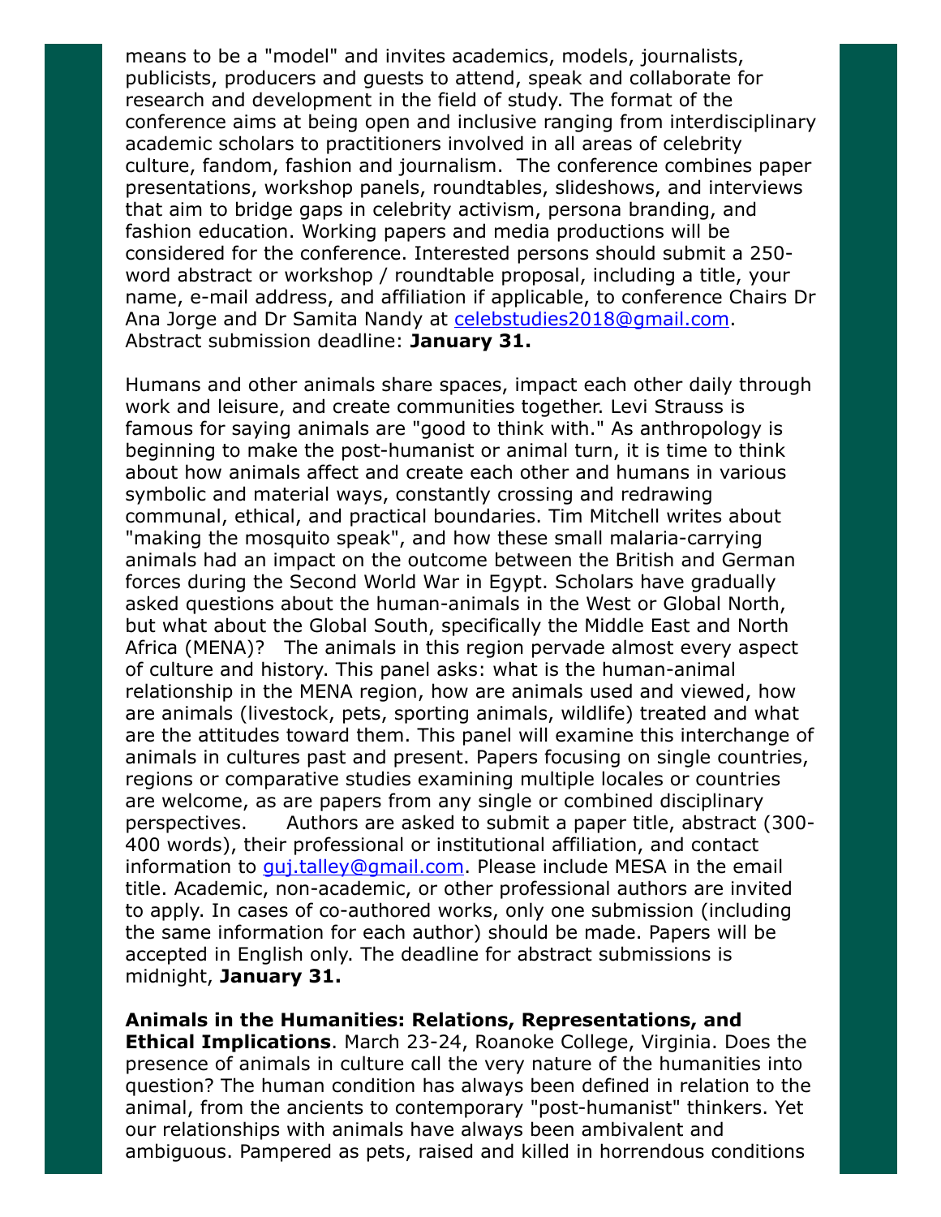means to be a "model" and invites academics, models, journalists, publicists, producers and guests to attend, speak and collaborate for research and development in the field of study. The format of the conference aims at being open and inclusive ranging from interdisciplinary academic scholars to practitioners involved in all areas of celebrity culture, fandom, fashion and journalism. The conference combines paper presentations, workshop panels, roundtables, slideshows, and interviews that aim to bridge gaps in celebrity activism, persona branding, and fashion education. Working papers and media productions will be considered for the conference. Interested persons should submit a 250-word abstract or workshop / roundtable proposal, including a title, your name, e-mail address, and affiliation if applicable, to conference Chairs Dr Ana Jorge and Dr Samita Nandy at celebstudies2018@gmail.com. Abstract submission deadline: **January 31.**

Humans and other animals share spaces, impact each other daily through work and leisure, and create communities together. Levi Strauss is famous for saying animals are "good to think with." As anthropology is beginning to make the post-humanist or animal turn, it is time to think about how animals affect and create each other and humans in various symbolic and material ways, constantly crossing and redrawing communal, ethical, and practical boundaries. Tim Mitchell writes about "making the mosquito speak", and how these small malaria-carrying animals had an impact on the outcome between the British and German forces during the Second World War in Egypt. Scholars have gradually asked questions about the human-animals in the West or Global North, but what about the Global South, specifically the Middle East and North Africa (MENA)? The animals in this region pervade almost every aspect of culture and history. This panel asks: what is the human-animal relationship in the MENA region, how are animals used and viewed, how are animals (livestock, pets, sporting animals, wildlife) treated and what are the attitudes toward them. This panel will examine this interchange of animals in cultures past and present. Papers focusing on single countries, regions or comparative studies examining multiple locales or countries are welcome, as are papers from any single or combined disciplinary perspectives. Authors are asked to submit a paper title, abstract (300-400 words), their professional or institutional affiliation, and contact information to guj.talley@gmail.com. Please include MESA in the email title. Academic, non-academic, or other professional authors are invited to apply. In cases of co-authored works, only one submission (including the same information for each author) should be made. Papers will be accepted in English only. The deadline for abstract submissions is midnight, **January 31.**

**Animals in the Humanities: Relations, Representations, and Ethical Implications**. March 23-24, Roanoke College, Virginia. Does the presence of animals in culture call the very nature of the humanities into question? The human condition has always been defined in relation to the animal, from the ancients to contemporary "post-humanist" thinkers. Yet our relationships with animals have always been ambivalent and ambiguous. Pampered as pets, raised and killed in horrendous conditions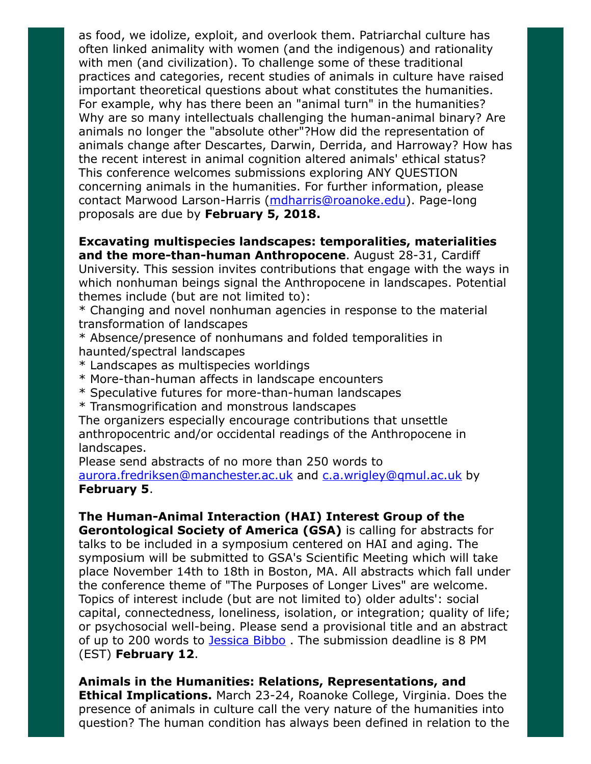as food, we idolize, exploit, and overlook them. Patriarchal culture has often linked animality with women (and the indigenous) and rationality with men (and civilization). To challenge some of these traditional practices and categories, recent studies of animals in culture have raised important theoretical questions about what constitutes the humanities. For example, why has there been an "animal turn" in the humanities? Why are so many intellectuals challenging the human-animal binary? Are animals no longer the "absolute other"?How did the representation of animals change after Descartes, Darwin, Derrida, and Harroway? How has the recent interest in animal cognition altered animals' ethical status? This conference welcomes submissions exploring ANY QUESTION concerning animals in the humanities. For further information, please contact Marwood Larson-Harris (mdharris@roanoke.edu). Page-long proposals are due by **February 5, 2018.**

**Excavating multispecies landscapes: temporalities, materialities and the more-than-human Anthropocene**. August 28-31, Cardiff University. This session invites contributions that engage with the ways in which nonhuman beings signal the Anthropocene in landscapes. Potential themes include (but are not limited to):

* Changing and novel nonhuman agencies in response to the material transformation of landscapes
* Absence/presence of nonhumans and folded temporalities in haunted/spectral landscapes
* Landscapes as multispecies worldings
* More-than-human affects in landscape encounters
* Speculative futures for more-than-human landscapes
* Transmogrification and monstrous landscapes

The organizers especially encourage contributions that unsettle anthropocentric and/or occidental readings of the Anthropocene in landscapes.
Please send abstracts of no more than 250 words to aurora.fredriksen@manchester.ac.uk and c.a.wrigley@qmul.ac.uk by **February 5**.

**The Human-Animal Interaction (HAI) Interest Group of the Gerontological Society of America (GSA)** is calling for abstracts for talks to be included in a symposium centered on HAI and aging. The symposium will be submitted to GSA's Scientific Meeting which will take place November 14th to 18th in Boston, MA. All abstracts which fall under the conference theme of "The Purposes of Longer Lives" are welcome. Topics of interest include (but are not limited to) older adults': social capital, connectedness, loneliness, isolation, or integration; quality of life; or psychosocial well-being. Please send a provisional title and an abstract of up to 200 words to Jessica Bibbo . The submission deadline is 8 PM (EST) **February 12**.

**Animals in the Humanities: Relations, Representations, and Ethical Implications.** March 23-24, Roanoke College, Virginia. Does the presence of animals in culture call the very nature of the humanities into question? The human condition has always been defined in relation to the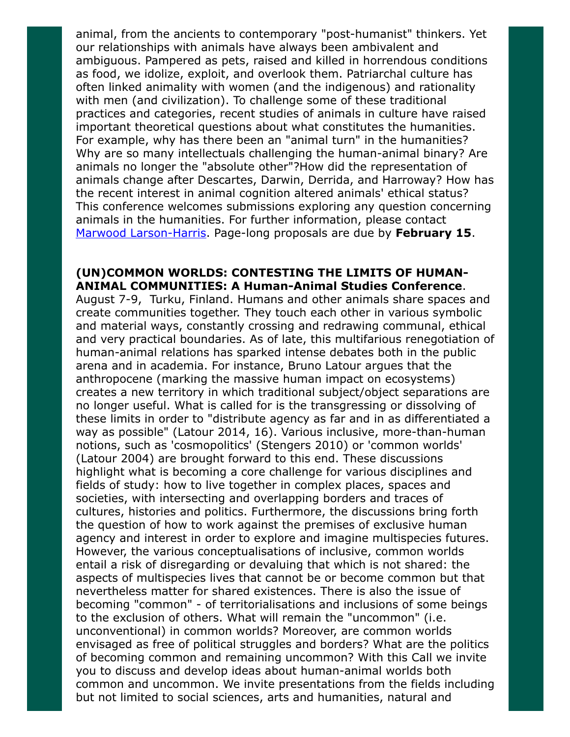animal, from the ancients to contemporary "post-humanist" thinkers. Yet our relationships with animals have always been ambivalent and ambiguous. Pampered as pets, raised and killed in horrendous conditions as food, we idolize, exploit, and overlook them. Patriarchal culture has often linked animality with women (and the indigenous) and rationality with men (and civilization). To challenge some of these traditional practices and categories, recent studies of animals in culture have raised important theoretical questions about what constitutes the humanities. For example, why has there been an "animal turn" in the humanities? Why are so many intellectuals challenging the human-animal binary? Are animals no longer the "absolute other"?How did the representation of animals change after Descartes, Darwin, Derrida, and Harroway? How has the recent interest in animal cognition altered animals' ethical status? This conference welcomes submissions exploring any question concerning animals in the humanities. For further information, please contact Marwood Larson-Harris. Page-long proposals are due by **February 15**.

**(UN)COMMON WORLDS: CONTESTING THE LIMITS OF HUMAN-ANIMAL COMMUNITIES: A Human-Animal Studies Conference**. August 7-9, Turku, Finland. Humans and other animals share spaces and create communities together. They touch each other in various symbolic and material ways, constantly crossing and redrawing communal, ethical and very practical boundaries. As of late, this multifarious renegotiation of human-animal relations has sparked intense debates both in the public arena and in academia. For instance, Bruno Latour argues that the anthropocene (marking the massive human impact on ecosystems) creates a new territory in which traditional subject/object separations are no longer useful. What is called for is the transgressing or dissolving of these limits in order to "distribute agency as far and in as differentiated a way as possible" (Latour 2014, 16). Various inclusive, more-than-human notions, such as 'cosmopolitics' (Stengers 2010) or 'common worlds' (Latour 2004) are brought forward to this end. These discussions highlight what is becoming a core challenge for various disciplines and fields of study: how to live together in complex places, spaces and societies, with intersecting and overlapping borders and traces of cultures, histories and politics. Furthermore, the discussions bring forth the question of how to work against the premises of exclusive human agency and interest in order to explore and imagine multispecies futures. However, the various conceptualisations of inclusive, common worlds entail a risk of disregarding or devaluing that which is not shared: the aspects of multispecies lives that cannot be or become common but that nevertheless matter for shared existences. There is also the issue of becoming "common" - of territorialisations and inclusions of some beings to the exclusion of others. What will remain the "uncommon" (i.e. unconventional) in common worlds? Moreover, are common worlds envisaged as free of political struggles and borders? What are the politics of becoming common and remaining uncommon? With this Call we invite you to discuss and develop ideas about human-animal worlds both common and uncommon. We invite presentations from the fields including but not limited to social sciences, arts and humanities, natural and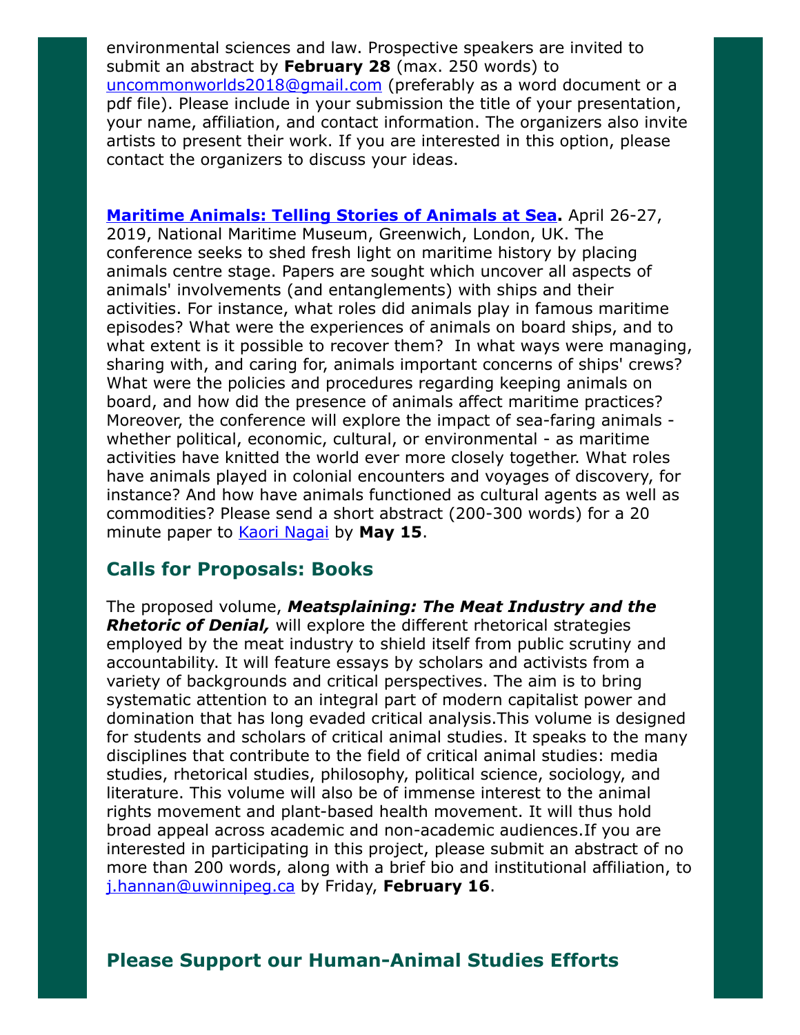environmental sciences and law. Prospective speakers are invited to submit an abstract by **February 28** (max. 250 words) to uncommonworlds2018@gmail.com (preferably as a word document or a pdf file). Please include in your submission the title of your presentation, your name, affiliation, and contact information. The organizers also invite artists to present their work. If you are interested in this option, please contact the organizers to discuss your ideas.

**Maritime Animals: Telling Stories of Animals at Sea.** April 26-27, 2019, National Maritime Museum, Greenwich, London, UK. The conference seeks to shed fresh light on maritime history by placing animals centre stage. Papers are sought which uncover all aspects of animals' involvements (and entanglements) with ships and their activities. For instance, what roles did animals play in famous maritime episodes? What were the experiences of animals on board ships, and to what extent is it possible to recover them? In what ways were managing, sharing with, and caring for, animals important concerns of ships' crews? What were the policies and procedures regarding keeping animals on board, and how did the presence of animals affect maritime practices? Moreover, the conference will explore the impact of sea-faring animals - whether political, economic, cultural, or environmental - as maritime activities have knitted the world ever more closely together. What roles have animals played in colonial encounters and voyages of discovery, for instance? And how have animals functioned as cultural agents as well as commodities? Please send a short abstract (200-300 words) for a 20 minute paper to Kaori Nagai by **May 15**.

## Calls for Proposals: Books

The proposed volume, ***Meatsplaining: The Meat Industry and the Rhetoric of Denial,*** will explore the different rhetorical strategies employed by the meat industry to shield itself from public scrutiny and accountability. It will feature essays by scholars and activists from a variety of backgrounds and critical perspectives. The aim is to bring systematic attention to an integral part of modern capitalist power and domination that has long evaded critical analysis.This volume is designed for students and scholars of critical animal studies. It speaks to the many disciplines that contribute to the field of critical animal studies: media studies, rhetorical studies, philosophy, political science, sociology, and literature. This volume will also be of immense interest to the animal rights movement and plant-based health movement. It will thus hold broad appeal across academic and non-academic audiences.If you are interested in participating in this project, please submit an abstract of no more than 200 words, along with a brief bio and institutional affiliation, to j.hannan@uwinnipeg.ca by Friday, **February 16**.

## Please Support our Human-Animal Studies Efforts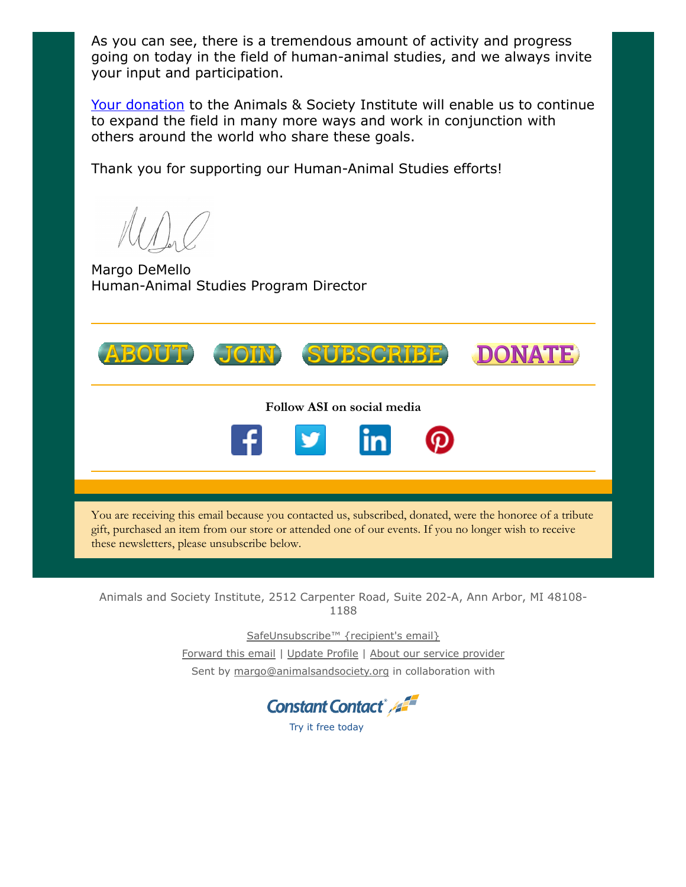As you can see, there is a tremendous amount of activity and progress going on today in the field of human-animal studies, and we always invite your input and participation.

Your donation to the Animals & Society Institute will enable us to continue to expand the field in many more ways and work in conjunction with others around the world who share these goals.

Thank you for supporting our Human-Animal Studies efforts!

Margo DeMello
Human-Animal Studies Program Director

ABOUT JOIN SUBSCRIBE DONATE

**Follow ASI on social media**

You are receiving this email because you contacted us, subscribed, donated, were the honoree of a tribute gift, purchased an item from our store or attended one of our events. If you no longer wish to receive these newsletters, please unsubscribe below.

Animals and Society Institute, 2512 Carpenter Road, Suite 202-A, Ann Arbor, MI 48108-1188

SafeUnsubscribe™ {recipient's email}

Forward this email | Update Profile | About our service provider

Sent by margo@animalsandsociety.org in collaboration with

Constant Contact

Try it free today